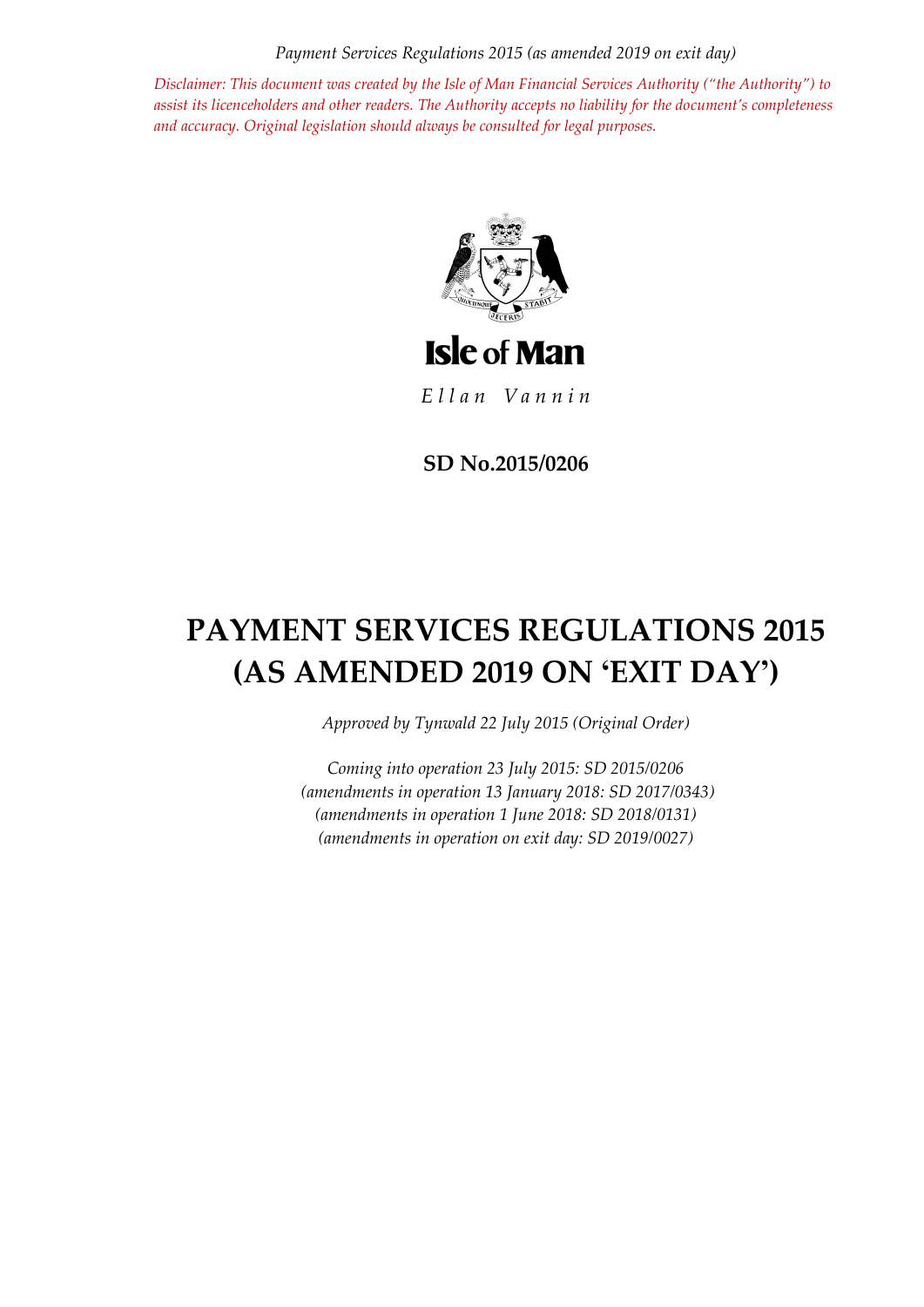*Disclaimer: This document was created by the Isle of Man Financial Services Authority ("the Authority") to assist its licenceholders and other readers. The Authority accepts no liability for the document's completeness and accuracy. Original legislation should always be consulted for legal purposes.*

**Isle of Man**

*Ellan Vannin*

**SD No.2015/0206**

# PAYMENT SERVICES REGULATIONS 2015 (AS AMENDED 2019 ON 'EXIT DAY')

*Approved by Tynwald 22 July 2015 (Original Order)*

*Coming into operation 23 July 2015: SD 2015/0206*
*(amendments in operation 13 January 2018: SD 2017/0343)*
*(amendments in operation 1 June 2018: SD 2018/0131)*
*(amendments in operation on exit day: SD 2019/0027)*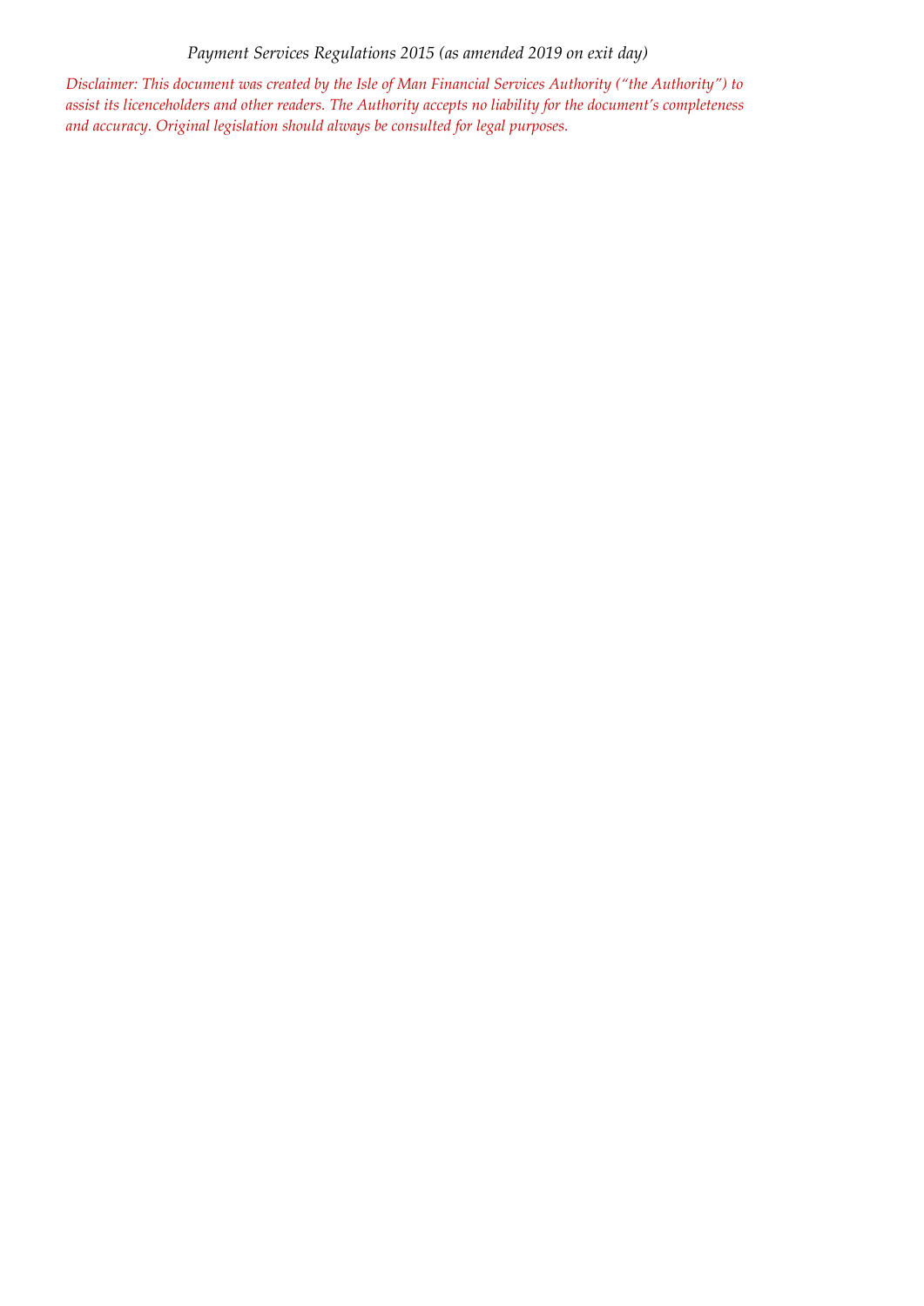*Payment Services Regulations 2015 (as amended 2019 on exit day)*

*Disclaimer: This document was created by the Isle of Man Financial Services Authority ("the Authority") to assist its licenceholders and other readers. The Authority accepts no liability for the document's completeness and accuracy. Original legislation should always be consulted for legal purposes.*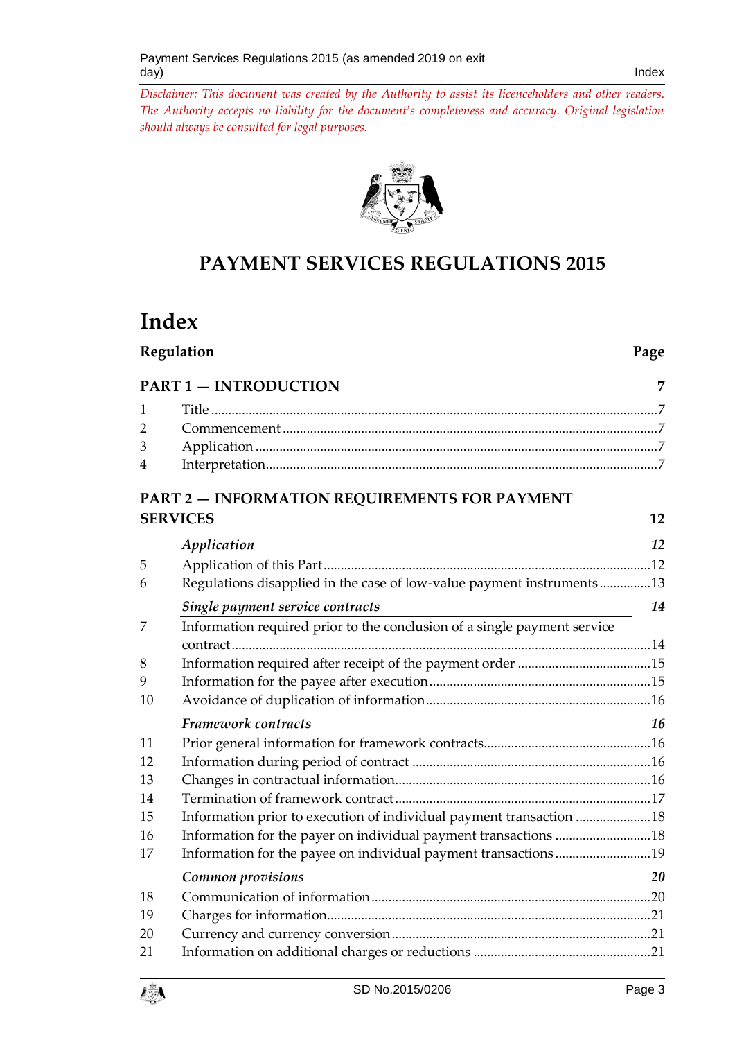*Disclaimer: This document was created by the Authority to assist its licenceholders and other readers. The Authority accepts no liability for the document's completeness and accuracy. Original legislation should always be consulted for legal purposes.*

# PAYMENT SERVICES REGULATIONS 2015

## Index

| Regulation | | Page |
|---|---|---|
| **PART 1 — INTRODUCTION** | | **7** |
| 1 | Title | 7 |
| 2 | Commencement | 7 |
| 3 | Application | 7 |
| 4 | Interpretation | 7 |
| **PART 2 — INFORMATION REQUIREMENTS FOR PAYMENT SERVICES** | | **12** |
| | ***Application*** | ***12*** |
| 5 | Application of this Part | 12 |
| 6 | Regulations disapplied in the case of low-value payment instruments | 13 |
| | ***Single payment service contracts*** | ***14*** |
| 7 | Information required prior to the conclusion of a single payment service contract | 14 |
| 8 | Information required after receipt of the payment order | 15 |
| 9 | Information for the payee after execution | 15 |
| 10 | Avoidance of duplication of information | 16 |
| | ***Framework contracts*** | ***16*** |
| 11 | Prior general information for framework contracts | 16 |
| 12 | Information during period of contract | 16 |
| 13 | Changes in contractual information | 16 |
| 14 | Termination of framework contract | 17 |
| 15 | Information prior to execution of individual payment transaction | 18 |
| 16 | Information for the payer on individual payment transactions | 18 |
| 17 | Information for the payee on individual payment transactions | 19 |
| | ***Common provisions*** | ***20*** |
| 18 | Communication of information | 20 |
| 19 | Charges for information | 21 |
| 20 | Currency and currency conversion | 21 |
| 21 | Information on additional charges or reductions | 21 |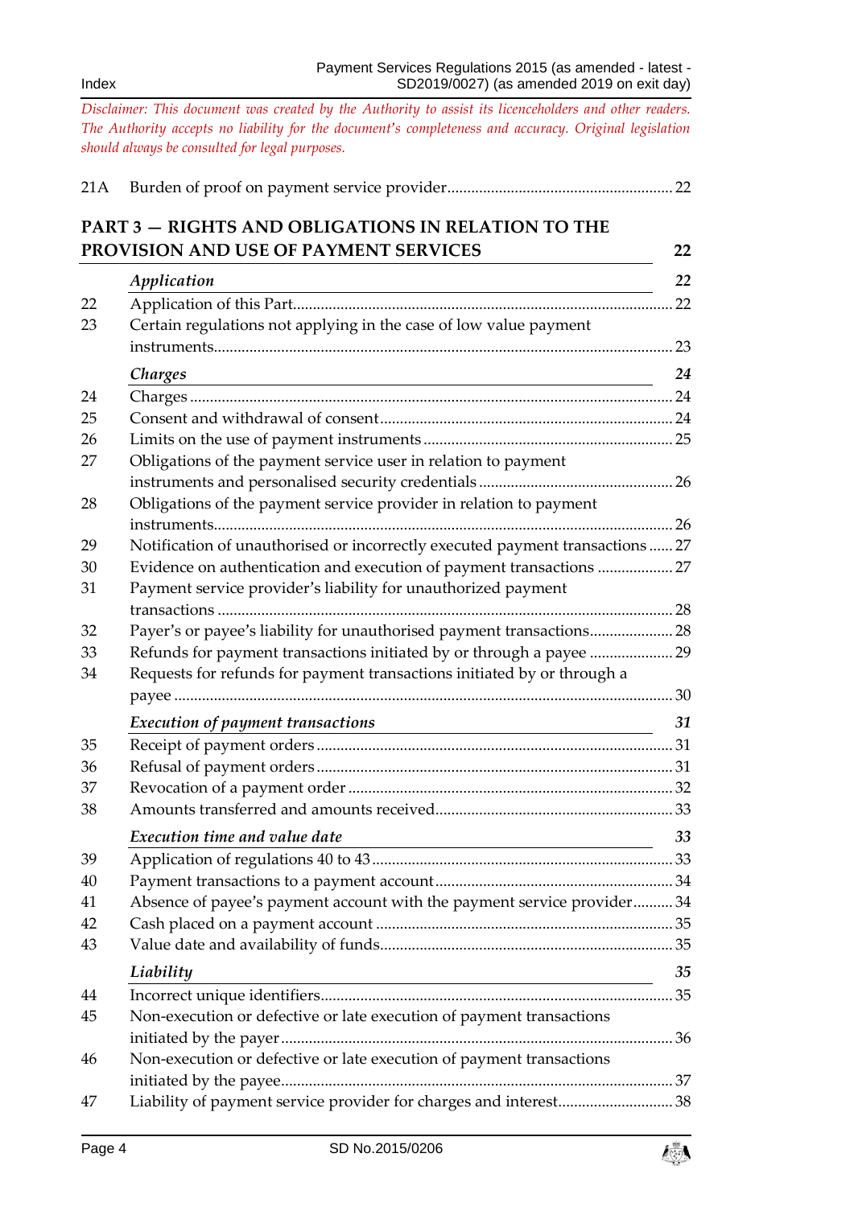*Disclaimer: This document was created by the Authority to assist its licenceholders and other readers. The Authority accepts no liability for the document's completeness and accuracy. Original legislation should always be consulted for legal purposes.*

| | | |
|---|---|---|
| 21A | Burden of proof on payment service provider | 22 |

**PART 3 — RIGHTS AND OBLIGATIONS IN RELATION TO THE PROVISION AND USE OF PAYMENT SERVICES** **22**

| | | |
|---|---|---|
| | ***Application*** | ***22*** |
| 22 | Application of this Part | 22 |
| 23 | Certain regulations not applying in the case of low value payment instruments | 23 |
| | ***Charges*** | ***24*** |
| 24 | Charges | 24 |
| 25 | Consent and withdrawal of consent | 24 |
| 26 | Limits on the use of payment instruments | 25 |
| 27 | Obligations of the payment service user in relation to payment instruments and personalised security credentials | 26 |
| 28 | Obligations of the payment service provider in relation to payment instruments | 26 |
| 29 | Notification of unauthorised or incorrectly executed payment transactions | 27 |
| 30 | Evidence on authentication and execution of payment transactions | 27 |
| 31 | Payment service provider's liability for unauthorized payment transactions | 28 |
| 32 | Payer's or payee's liability for unauthorised payment transactions | 28 |
| 33 | Refunds for payment transactions initiated by or through a payee | 29 |
| 34 | Requests for refunds for payment transactions initiated by or through a payee | 30 |
| | ***Execution of payment transactions*** | ***31*** |
| 35 | Receipt of payment orders | 31 |
| 36 | Refusal of payment orders | 31 |
| 37 | Revocation of a payment order | 32 |
| 38 | Amounts transferred and amounts received | 33 |
| | ***Execution time and value date*** | ***33*** |
| 39 | Application of regulations 40 to 43 | 33 |
| 40 | Payment transactions to a payment account | 34 |
| 41 | Absence of payee's payment account with the payment service provider | 34 |
| 42 | Cash placed on a payment account | 35 |
| 43 | Value date and availability of funds | 35 |
| | ***Liability*** | ***35*** |
| 44 | Incorrect unique identifiers | 35 |
| 45 | Non-execution or defective or late execution of payment transactions initiated by the payer | 36 |
| 46 | Non-execution or defective or late execution of payment transactions initiated by the payee | 37 |
| 47 | Liability of payment service provider for charges and interest | 38 |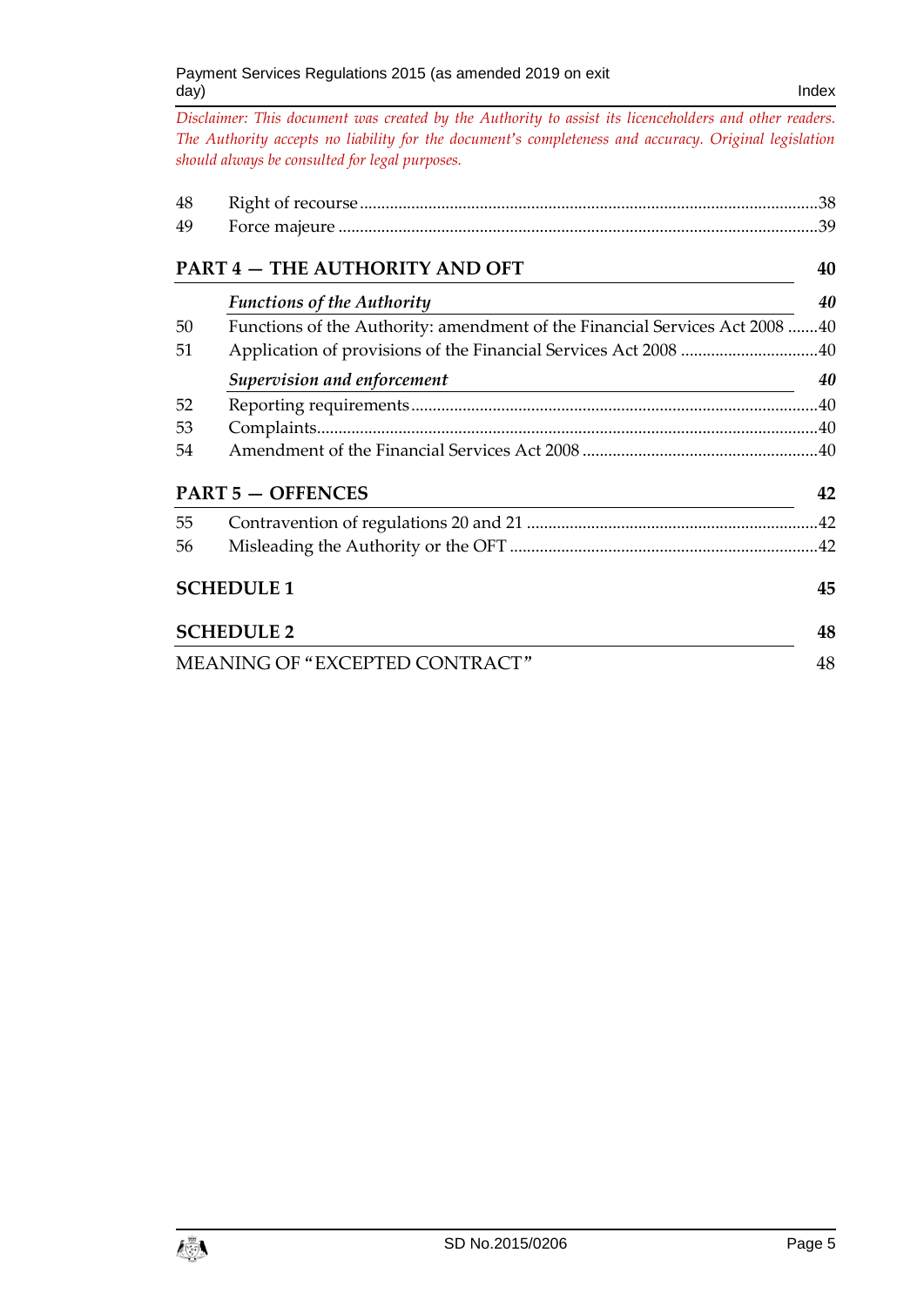*Disclaimer: This document was created by the Authority to assist its licenceholders and other readers. The Authority accepts no liability for the document's completeness and accuracy. Original legislation should always be consulted for legal purposes.*

48 Right of recourse ... 38
49 Force majeure ... 39

**PART 4 — THE AUTHORITY AND OFT** **40**

***Functions of the Authority*** ***40***

50 Functions of the Authority: amendment of the Financial Services Act 2008 ... 40
51 Application of provisions of the Financial Services Act 2008 ... 40

***Supervision and enforcement*** ***40***

52 Reporting requirements ... 40
53 Complaints ... 40
54 Amendment of the Financial Services Act 2008 ... 40

**PART 5 — OFFENCES** **42**

55 Contravention of regulations 20 and 21 ... 42
56 Misleading the Authority or the OFT ... 42

**SCHEDULE 1** **45**

**SCHEDULE 2** **48**

MEANING OF "EXCEPTED CONTRACT" 48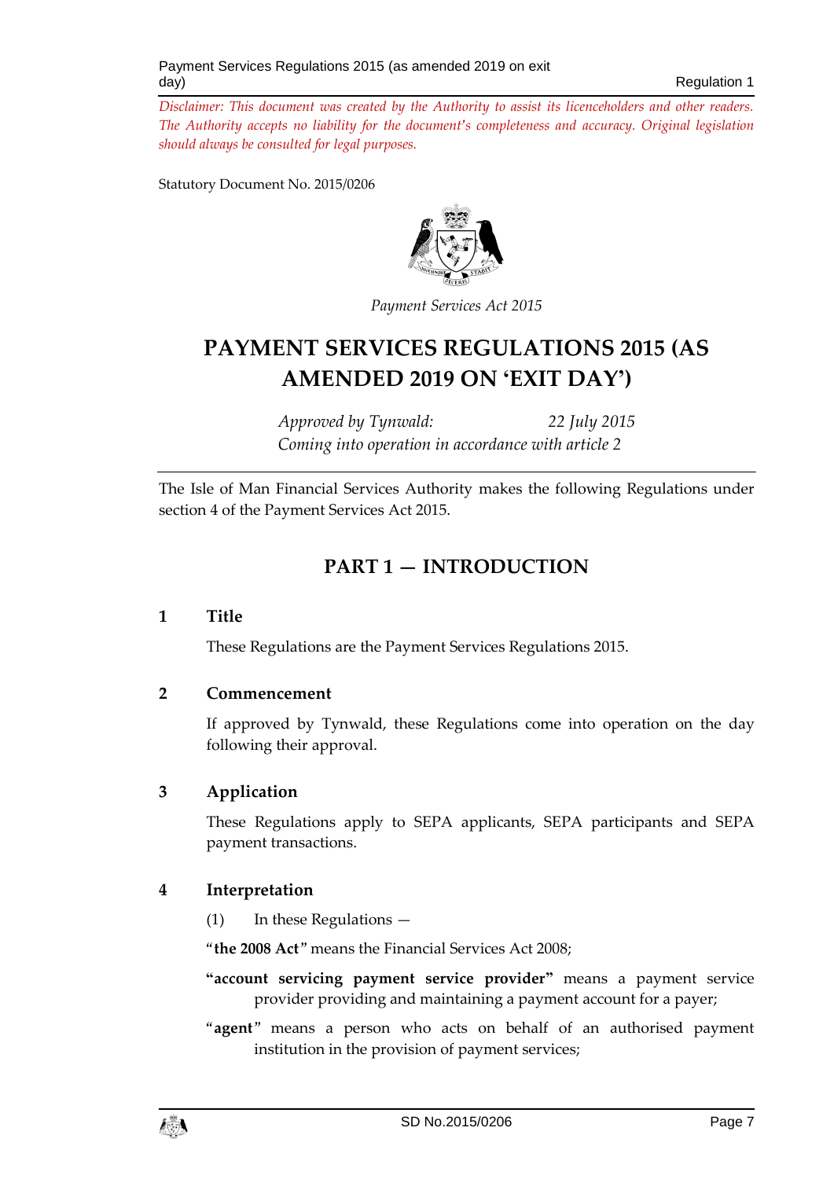*Disclaimer: This document was created by the Authority to assist its licenceholders and other readers. The Authority accepts no liability for the document's completeness and accuracy. Original legislation should always be consulted for legal purposes.*

Statutory Document No. 2015/0206

*Payment Services Act 2015*

# PAYMENT SERVICES REGULATIONS 2015 (AS AMENDED 2019 ON 'EXIT DAY')

*Approved by Tynwald: 22 July 2015*
*Coming into operation in accordance with article 2*

The Isle of Man Financial Services Authority makes the following Regulations under section 4 of the Payment Services Act 2015.

## PART 1 — INTRODUCTION

### 1 Title

These Regulations are the Payment Services Regulations 2015.

### 2 Commencement

If approved by Tynwald, these Regulations come into operation on the day following their approval.

### 3 Application

These Regulations apply to SEPA applicants, SEPA participants and SEPA payment transactions.

### 4 Interpretation

(1) In these Regulations —

"**the 2008 Act**" means the Financial Services Act 2008;

"**account servicing payment service provider**" means a payment service provider providing and maintaining a payment account for a payer;

"**agent**" means a person who acts on behalf of an authorised payment institution in the provision of payment services;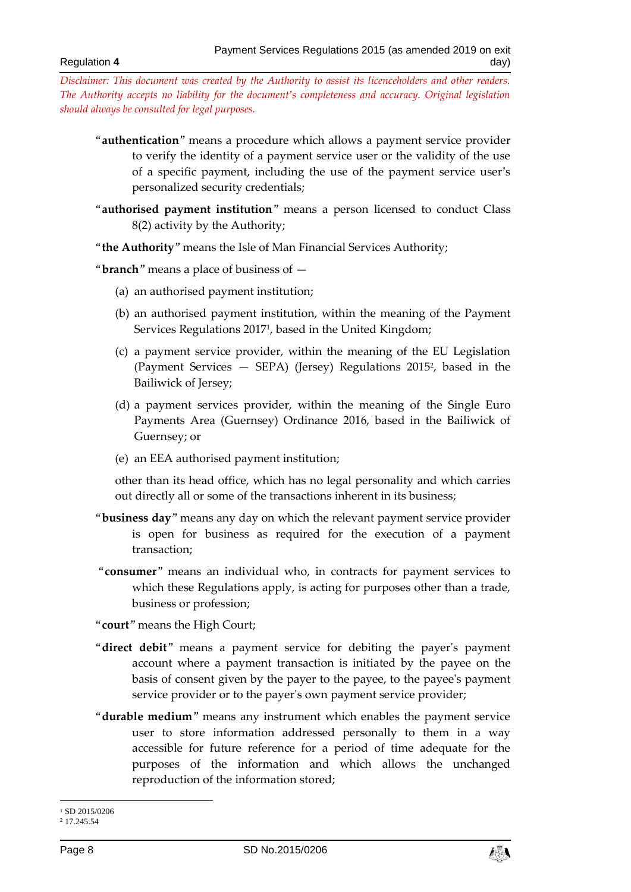*Disclaimer: This document was created by the Authority to assist its licenceholders and other readers. The Authority accepts no liability for the document's completeness and accuracy. Original legislation should always be consulted for legal purposes.*

"**authentication**" means a procedure which allows a payment service provider to verify the identity of a payment service user or the validity of the use of a specific payment, including the use of the payment service user's personalized security credentials;

"**authorised payment institution**" means a person licensed to conduct Class 8(2) activity by the Authority;

"**the Authority**" means the Isle of Man Financial Services Authority;

"**branch**" means a place of business of —

(a) an authorised payment institution;

(b) an authorised payment institution, within the meaning of the Payment Services Regulations 2017[1], based in the United Kingdom;

(c) a payment service provider, within the meaning of the EU Legislation (Payment Services — SEPA) (Jersey) Regulations 2015[2], based in the Bailiwick of Jersey;

(d) a payment services provider, within the meaning of the Single Euro Payments Area (Guernsey) Ordinance 2016, based in the Bailiwick of Guernsey; or

(e) an EEA authorised payment institution;

other than its head office, which has no legal personality and which carries out directly all or some of the transactions inherent in its business;

"**business day**" means any day on which the relevant payment service provider is open for business as required for the execution of a payment transaction;

"**consumer**" means an individual who, in contracts for payment services to which these Regulations apply, is acting for purposes other than a trade, business or profession;

"**court**" means the High Court;

"**direct debit**" means a payment service for debiting the payer's payment account where a payment transaction is initiated by the payee on the basis of consent given by the payer to the payee, to the payee's payment service provider or to the payer's own payment service provider;

"**durable medium**" means any instrument which enables the payment service user to store information addressed personally to them in a way accessible for future reference for a period of time adequate for the purposes of the information and which allows the unchanged reproduction of the information stored;

---

[1] SD 2015/0206

[2] 17.245.54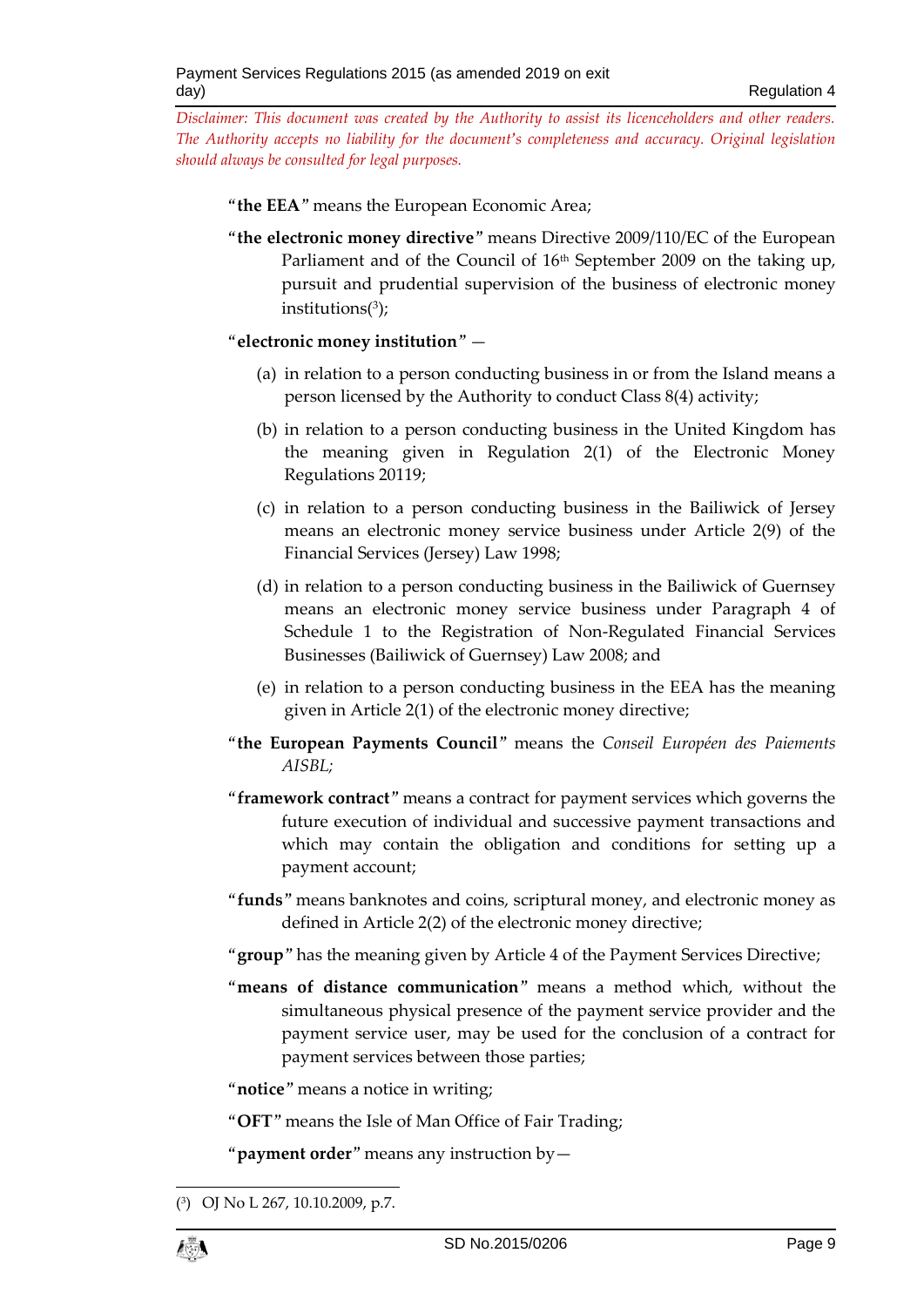*Disclaimer: This document was created by the Authority to assist its licenceholders and other readers. The Authority accepts no liability for the document's completeness and accuracy. Original legislation should always be consulted for legal purposes.*

"**the EEA**" means the European Economic Area;

"**the electronic money directive**" means Directive 2009/110/EC of the European Parliament and of the Council of 16th September 2009 on the taking up, pursuit and prudential supervision of the business of electronic money institutions([3]);

"**electronic money institution**" —

(a) in relation to a person conducting business in or from the Island means a person licensed by the Authority to conduct Class 8(4) activity;

(b) in relation to a person conducting business in the United Kingdom has the meaning given in Regulation 2(1) of the Electronic Money Regulations 20119;

(c) in relation to a person conducting business in the Bailiwick of Jersey means an electronic money service business under Article 2(9) of the Financial Services (Jersey) Law 1998;

(d) in relation to a person conducting business in the Bailiwick of Guernsey means an electronic money service business under Paragraph 4 of Schedule 1 to the Registration of Non-Regulated Financial Services Businesses (Bailiwick of Guernsey) Law 2008; and

(e) in relation to a person conducting business in the EEA has the meaning given in Article 2(1) of the electronic money directive;

"**the European Payments Council**" means the *Conseil Européen des Paiements AISBL;*

"**framework contract**" means a contract for payment services which governs the future execution of individual and successive payment transactions and which may contain the obligation and conditions for setting up a payment account;

"**funds**" means banknotes and coins, scriptural money, and electronic money as defined in Article 2(2) of the electronic money directive;

"**group**" has the meaning given by Article 4 of the Payment Services Directive;

"**means of distance communication**" means a method which, without the simultaneous physical presence of the payment service provider and the payment service user, may be used for the conclusion of a contract for payment services between those parties;

"**notice**" means a notice in writing;

"**OFT**" means the Isle of Man Office of Fair Trading;

"**payment order**" means any instruction by—

---

([3]) OJ No L 267, 10.10.2009, p.7.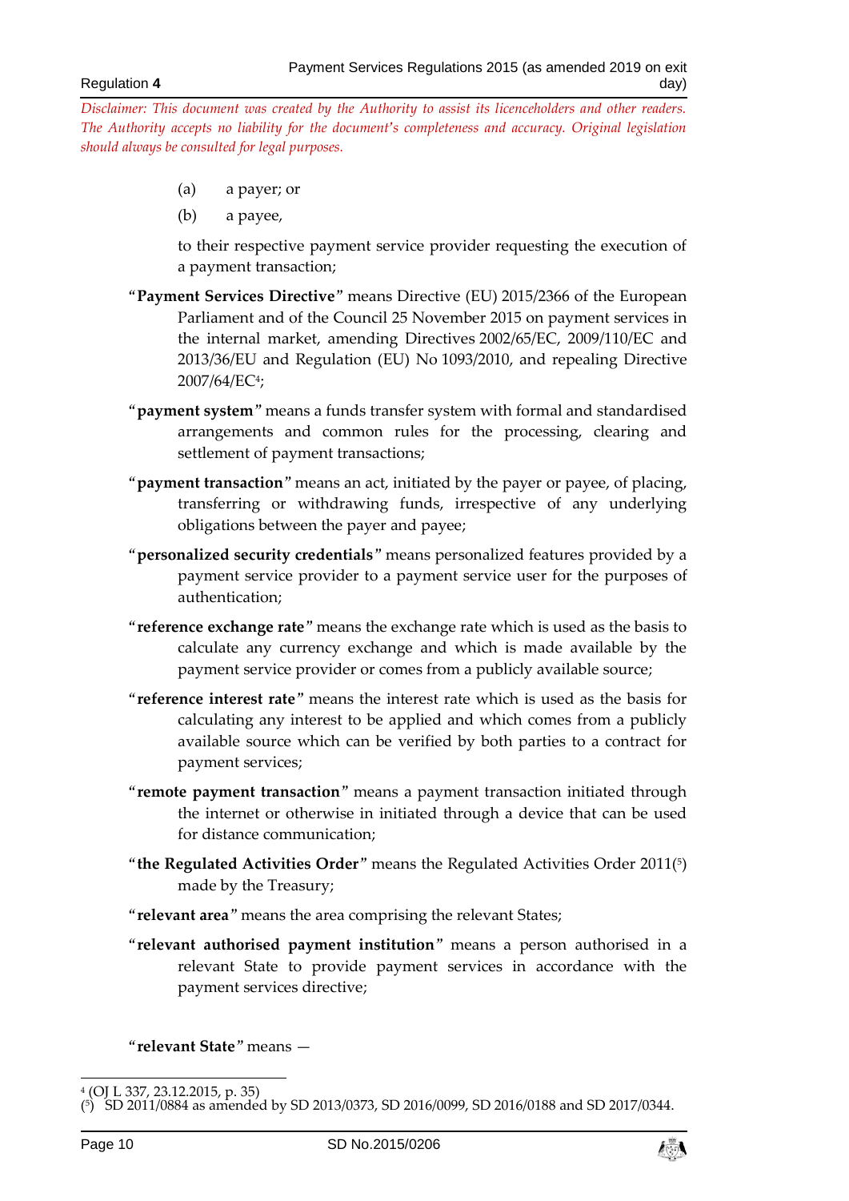*Disclaimer: This document was created by the Authority to assist its licenceholders and other readers. The Authority accepts no liability for the document's completeness and accuracy. Original legislation should always be consulted for legal purposes.*

(a) a payer; or

(b) a payee,

to their respective payment service provider requesting the execution of a payment transaction;

"**Payment Services Directive**" means Directive (EU) 2015/2366 of the European Parliament and of the Council 25 November 2015 on payment services in the internal market, amending Directives 2002/65/EC, 2009/110/EC and 2013/36/EU and Regulation (EU) No 1093/2010, and repealing Directive 2007/64/EC[4];

"**payment system**" means a funds transfer system with formal and standardised arrangements and common rules for the processing, clearing and settlement of payment transactions;

"**payment transaction**" means an act, initiated by the payer or payee, of placing, transferring or withdrawing funds, irrespective of any underlying obligations between the payer and payee;

"**personalized security credentials**" means personalized features provided by a payment service provider to a payment service user for the purposes of authentication;

"**reference exchange rate**" means the exchange rate which is used as the basis to calculate any currency exchange and which is made available by the payment service provider or comes from a publicly available source;

"**reference interest rate**" means the interest rate which is used as the basis for calculating any interest to be applied and which comes from a publicly available source which can be verified by both parties to a contract for payment services;

"**remote payment transaction**" means a payment transaction initiated through the internet or otherwise in initiated through a device that can be used for distance communication;

"**the Regulated Activities Order**" means the Regulated Activities Order 2011([5]) made by the Treasury;

"**relevant area**" means the area comprising the relevant States;

"**relevant authorised payment institution**" means a person authorised in a relevant State to provide payment services in accordance with the payment services directive;

"**relevant State**" means —

---

[4] (OJ L 337, 23.12.2015, p. 35)

([5]) SD 2011/0884 as amended by SD 2013/0373, SD 2016/0099, SD 2016/0188 and SD 2017/0344.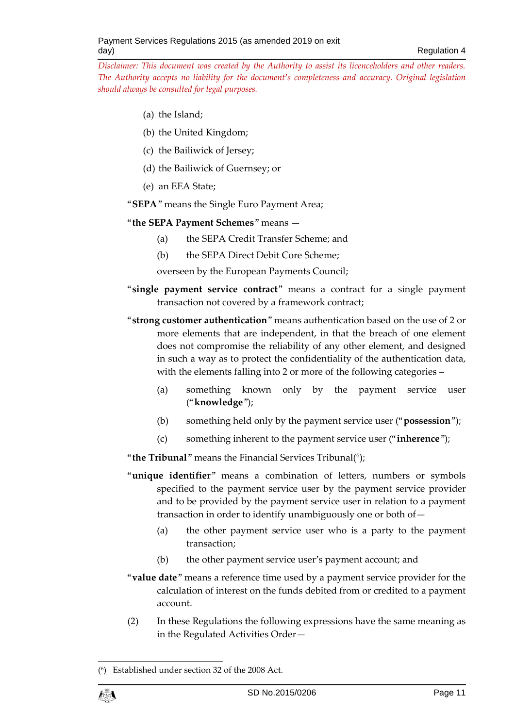*Disclaimer: This document was created by the Authority to assist its licenceholders and other readers. The Authority accepts no liability for the document's completeness and accuracy. Original legislation should always be consulted for legal purposes.*

(a) the Island;

(b) the United Kingdom;

(c) the Bailiwick of Jersey;

(d) the Bailiwick of Guernsey; or

(e) an EEA State;

"**SEPA**" means the Single Euro Payment Area;

"**the SEPA Payment Schemes**" means —

(a) the SEPA Credit Transfer Scheme; and

(b) the SEPA Direct Debit Core Scheme;

overseen by the European Payments Council;

"**single payment service contract**" means a contract for a single payment transaction not covered by a framework contract;

"**strong customer authentication**" means authentication based on the use of 2 or more elements that are independent, in that the breach of one element does not compromise the reliability of any other element, and designed in such a way as to protect the confidentiality of the authentication data, with the elements falling into 2 or more of the following categories –

(a) something known only by the payment service user ("**knowledge**");

(b) something held only by the payment service user ("**possession**");

(c) something inherent to the payment service user ("**inherence**");

"**the Tribunal**" means the Financial Services Tribunal([6]);

"**unique identifier**" means a combination of letters, numbers or symbols specified to the payment service user by the payment service provider and to be provided by the payment service user in relation to a payment transaction in order to identify unambiguously one or both of—

(a) the other payment service user who is a party to the payment transaction;

(b) the other payment service user's payment account; and

"**value date**" means a reference time used by a payment service provider for the calculation of interest on the funds debited from or credited to a payment account.

(2) In these Regulations the following expressions have the same meaning as in the Regulated Activities Order—

---

([6]) Established under section 32 of the 2008 Act.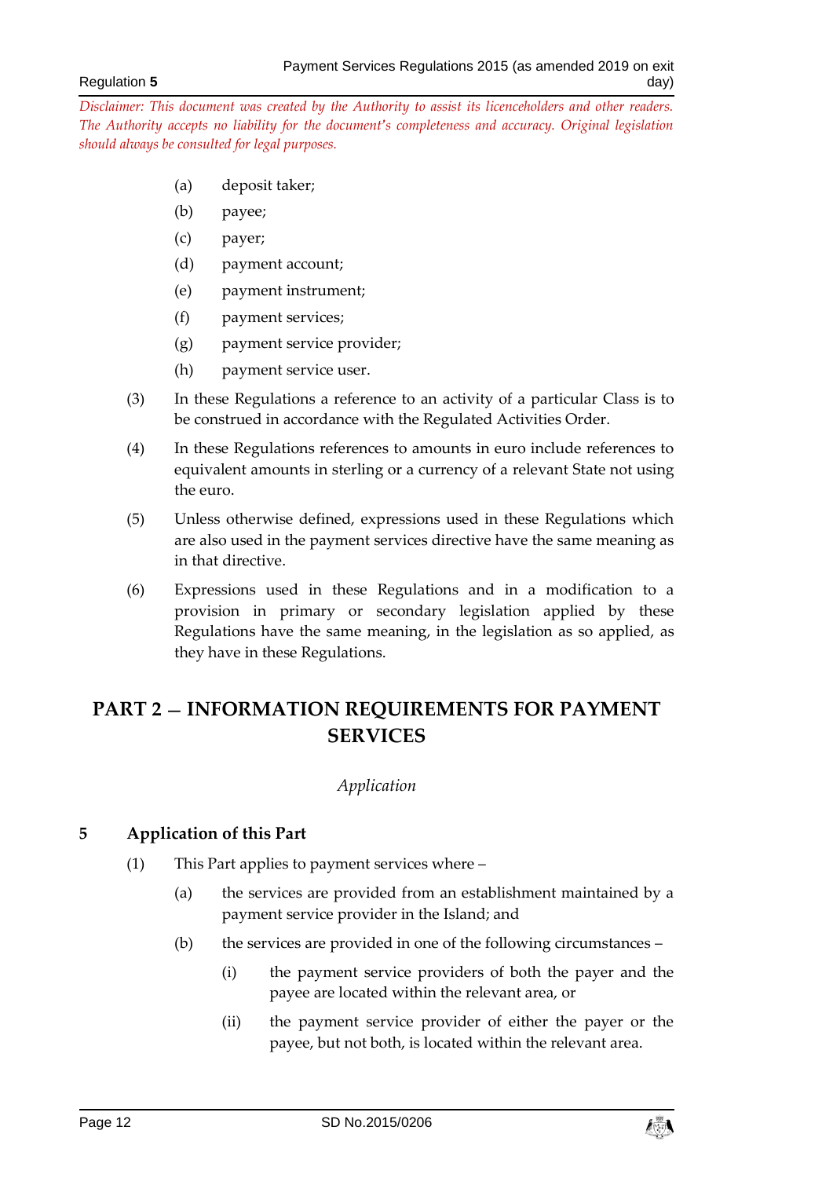*Disclaimer: This document was created by the Authority to assist its licenceholders and other readers. The Authority accepts no liability for the document's completeness and accuracy. Original legislation should always be consulted for legal purposes.*

- (a) deposit taker;
- (b) payee;
- (c) payer;
- (d) payment account;
- (e) payment instrument;
- (f) payment services;
- (g) payment service provider;
- (h) payment service user.

(3) In these Regulations a reference to an activity of a particular Class is to be construed in accordance with the Regulated Activities Order.

(4) In these Regulations references to amounts in euro include references to equivalent amounts in sterling or a currency of a relevant State not using the euro.

(5) Unless otherwise defined, expressions used in these Regulations which are also used in the payment services directive have the same meaning as in that directive.

(6) Expressions used in these Regulations and in a modification to a provision in primary or secondary legislation applied by these Regulations have the same meaning, in the legislation as so applied, as they have in these Regulations.

# PART 2 — INFORMATION REQUIREMENTS FOR PAYMENT SERVICES

*Application*

## 5 Application of this Part

(1) This Part applies to payment services where –

- (a) the services are provided from an establishment maintained by a payment service provider in the Island; and
- (b) the services are provided in one of the following circumstances –
  - (i) the payment service providers of both the payer and the payee are located within the relevant area, or
  - (ii) the payment service provider of either the payer or the payee, but not both, is located within the relevant area.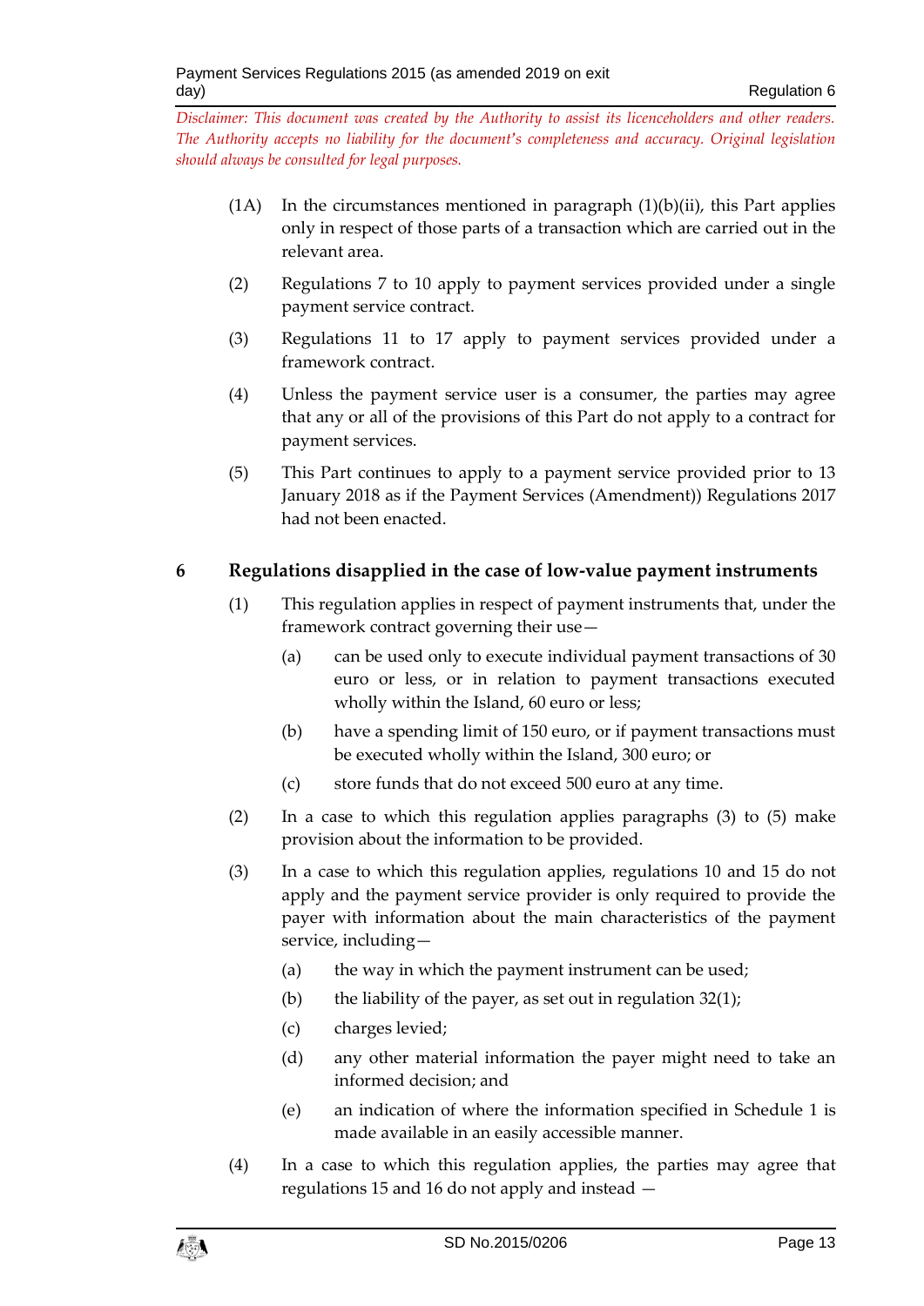*Disclaimer: This document was created by the Authority to assist its licenceholders and other readers. The Authority accepts no liability for the document's completeness and accuracy. Original legislation should always be consulted for legal purposes.*

(1A) In the circumstances mentioned in paragraph (1)(b)(ii), this Part applies only in respect of those parts of a transaction which are carried out in the relevant area.

(2) Regulations 7 to 10 apply to payment services provided under a single payment service contract.

(3) Regulations 11 to 17 apply to payment services provided under a framework contract.

(4) Unless the payment service user is a consumer, the parties may agree that any or all of the provisions of this Part do not apply to a contract for payment services.

(5) This Part continues to apply to a payment service provided prior to 13 January 2018 as if the Payment Services (Amendment)) Regulations 2017 had not been enacted.

### 6 Regulations disapplied in the case of low-value payment instruments

(1) This regulation applies in respect of payment instruments that, under the framework contract governing their use—

(a) can be used only to execute individual payment transactions of 30 euro or less, or in relation to payment transactions executed wholly within the Island, 60 euro or less;

(b) have a spending limit of 150 euro, or if payment transactions must be executed wholly within the Island, 300 euro; or

(c) store funds that do not exceed 500 euro at any time.

(2) In a case to which this regulation applies paragraphs (3) to (5) make provision about the information to be provided.

(3) In a case to which this regulation applies, regulations 10 and 15 do not apply and the payment service provider is only required to provide the payer with information about the main characteristics of the payment service, including—

(a) the way in which the payment instrument can be used;

(b) the liability of the payer, as set out in regulation 32(1);

(c) charges levied;

(d) any other material information the payer might need to take an informed decision; and

(e) an indication of where the information specified in Schedule 1 is made available in an easily accessible manner.

(4) In a case to which this regulation applies, the parties may agree that regulations 15 and 16 do not apply and instead —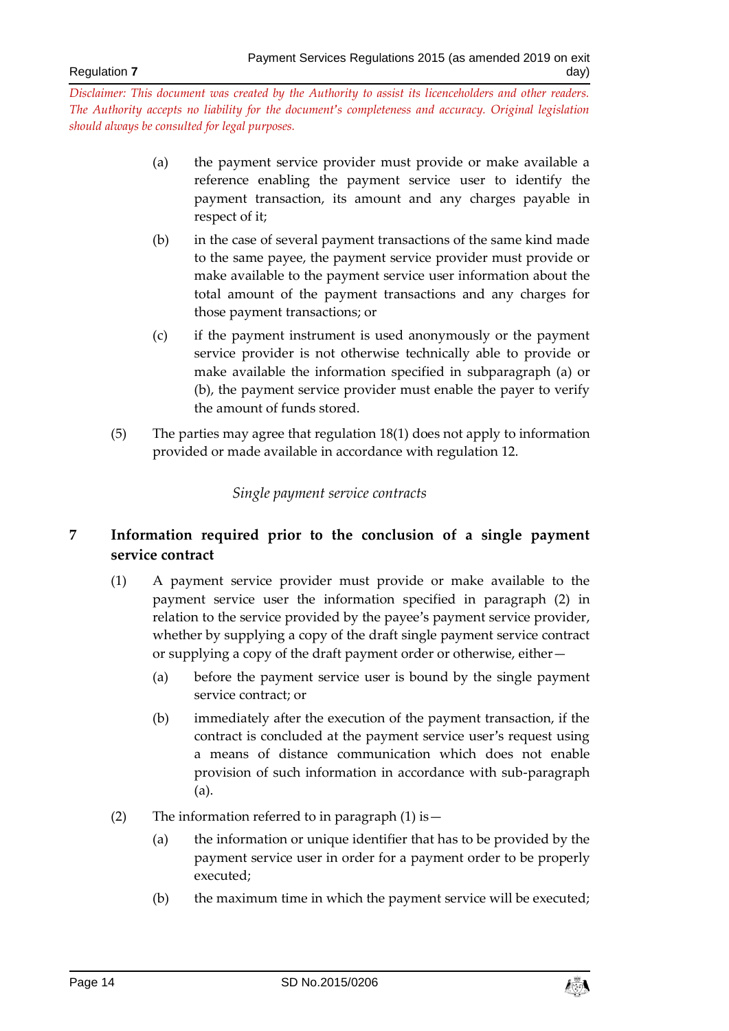*Disclaimer: This document was created by the Authority to assist its licenceholders and other readers. The Authority accepts no liability for the document's completeness and accuracy. Original legislation should always be consulted for legal purposes.*

(a) the payment service provider must provide or make available a reference enabling the payment service user to identify the payment transaction, its amount and any charges payable in respect of it;

(b) in the case of several payment transactions of the same kind made to the same payee, the payment service provider must provide or make available to the payment service user information about the total amount of the payment transactions and any charges for those payment transactions; or

(c) if the payment instrument is used anonymously or the payment service provider is not otherwise technically able to provide or make available the information specified in subparagraph (a) or (b), the payment service provider must enable the payer to verify the amount of funds stored.

(5) The parties may agree that regulation 18(1) does not apply to information provided or made available in accordance with regulation 12.

*Single payment service contracts*

## 7 Information required prior to the conclusion of a single payment service contract

(1) A payment service provider must provide or make available to the payment service user the information specified in paragraph (2) in relation to the service provided by the payee's payment service provider, whether by supplying a copy of the draft single payment service contract or supplying a copy of the draft payment order or otherwise, either—

(a) before the payment service user is bound by the single payment service contract; or

(b) immediately after the execution of the payment transaction, if the contract is concluded at the payment service user's request using a means of distance communication which does not enable provision of such information in accordance with sub-paragraph (a).

(2) The information referred to in paragraph (1) is—

(a) the information or unique identifier that has to be provided by the payment service user in order for a payment order to be properly executed;

(b) the maximum time in which the payment service will be executed;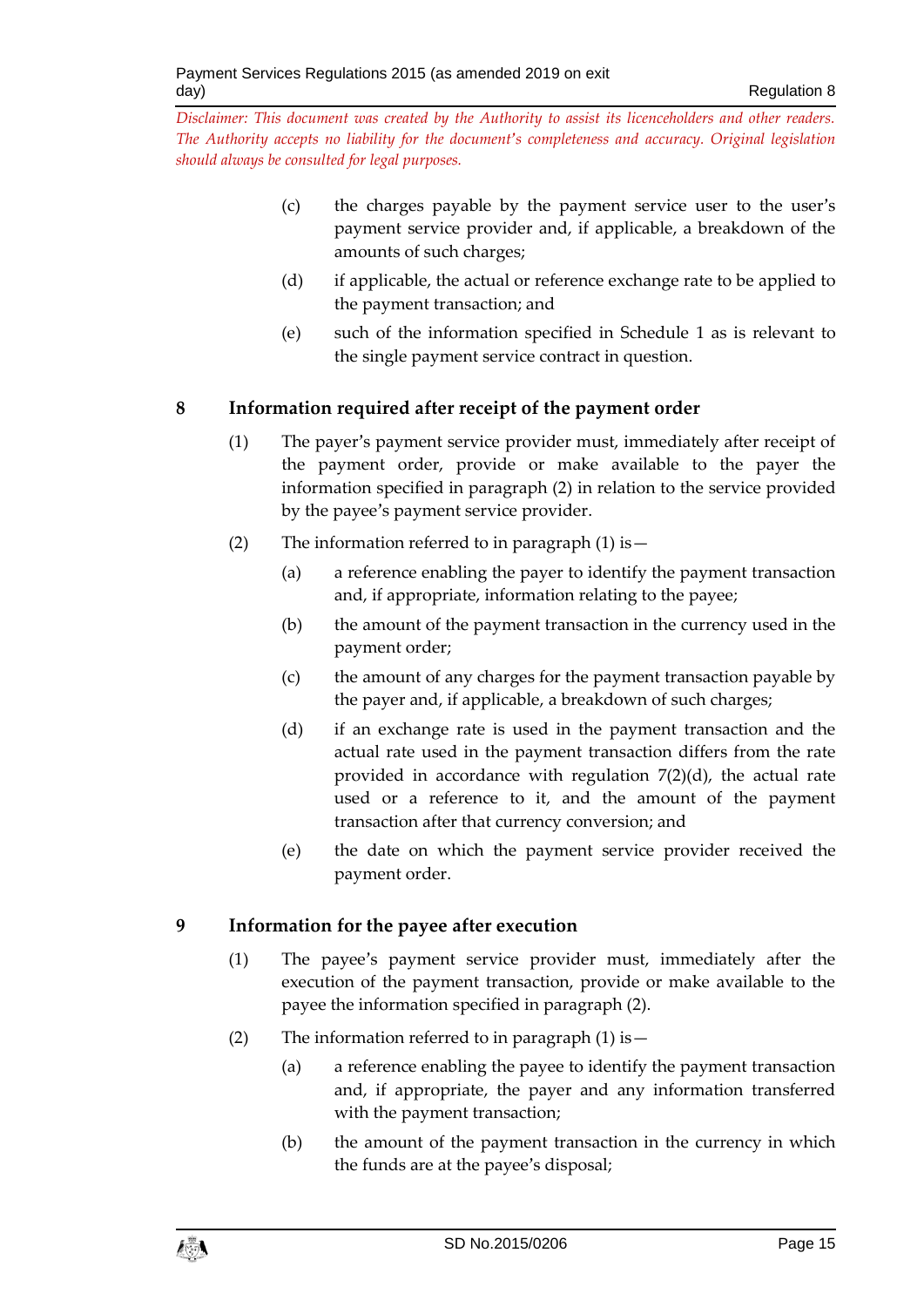*Disclaimer: This document was created by the Authority to assist its licenceholders and other readers. The Authority accepts no liability for the document's completeness and accuracy. Original legislation should always be consulted for legal purposes.*

(c) the charges payable by the payment service user to the user's payment service provider and, if applicable, a breakdown of the amounts of such charges;

(d) if applicable, the actual or reference exchange rate to be applied to the payment transaction; and

(e) such of the information specified in Schedule 1 as is relevant to the single payment service contract in question.

## 8 Information required after receipt of the payment order

(1) The payer's payment service provider must, immediately after receipt of the payment order, provide or make available to the payer the information specified in paragraph (2) in relation to the service provided by the payee's payment service provider.

(2) The information referred to in paragraph (1) is—

(a) a reference enabling the payer to identify the payment transaction and, if appropriate, information relating to the payee;

(b) the amount of the payment transaction in the currency used in the payment order;

(c) the amount of any charges for the payment transaction payable by the payer and, if applicable, a breakdown of such charges;

(d) if an exchange rate is used in the payment transaction and the actual rate used in the payment transaction differs from the rate provided in accordance with regulation 7(2)(d), the actual rate used or a reference to it, and the amount of the payment transaction after that currency conversion; and

(e) the date on which the payment service provider received the payment order.

## 9 Information for the payee after execution

(1) The payee's payment service provider must, immediately after the execution of the payment transaction, provide or make available to the payee the information specified in paragraph (2).

(2) The information referred to in paragraph (1) is—

(a) a reference enabling the payee to identify the payment transaction and, if appropriate, the payer and any information transferred with the payment transaction;

(b) the amount of the payment transaction in the currency in which the funds are at the payee's disposal;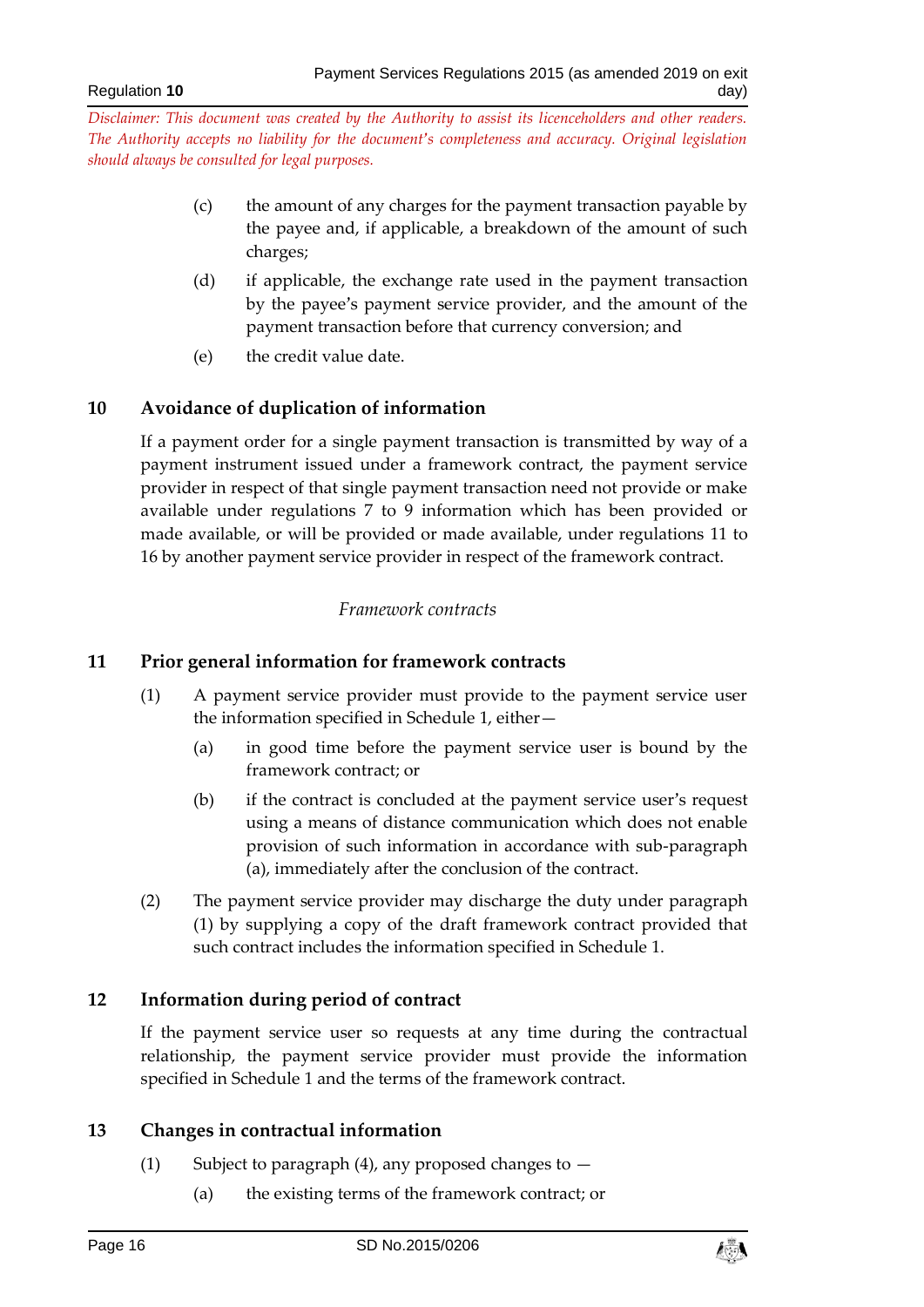*Disclaimer: This document was created by the Authority to assist its licenceholders and other readers. The Authority accepts no liability for the document's completeness and accuracy. Original legislation should always be consulted for legal purposes.*

(c) the amount of any charges for the payment transaction payable by the payee and, if applicable, a breakdown of the amount of such charges;

(d) if applicable, the exchange rate used in the payment transaction by the payee's payment service provider, and the amount of the payment transaction before that currency conversion; and

(e) the credit value date.

## 10 Avoidance of duplication of information

If a payment order for a single payment transaction is transmitted by way of a payment instrument issued under a framework contract, the payment service provider in respect of that single payment transaction need not provide or make available under regulations 7 to 9 information which has been provided or made available, or will be provided or made available, under regulations 11 to 16 by another payment service provider in respect of the framework contract.

*Framework contracts*

## 11 Prior general information for framework contracts

(1) A payment service provider must provide to the payment service user the information specified in Schedule 1, either—

(a) in good time before the payment service user is bound by the framework contract; or

(b) if the contract is concluded at the payment service user's request using a means of distance communication which does not enable provision of such information in accordance with sub-paragraph (a), immediately after the conclusion of the contract.

(2) The payment service provider may discharge the duty under paragraph (1) by supplying a copy of the draft framework contract provided that such contract includes the information specified in Schedule 1.

## 12 Information during period of contract

If the payment service user so requests at any time during the contractual relationship, the payment service provider must provide the information specified in Schedule 1 and the terms of the framework contract.

## 13 Changes in contractual information

(1) Subject to paragraph (4), any proposed changes to —

(a) the existing terms of the framework contract; or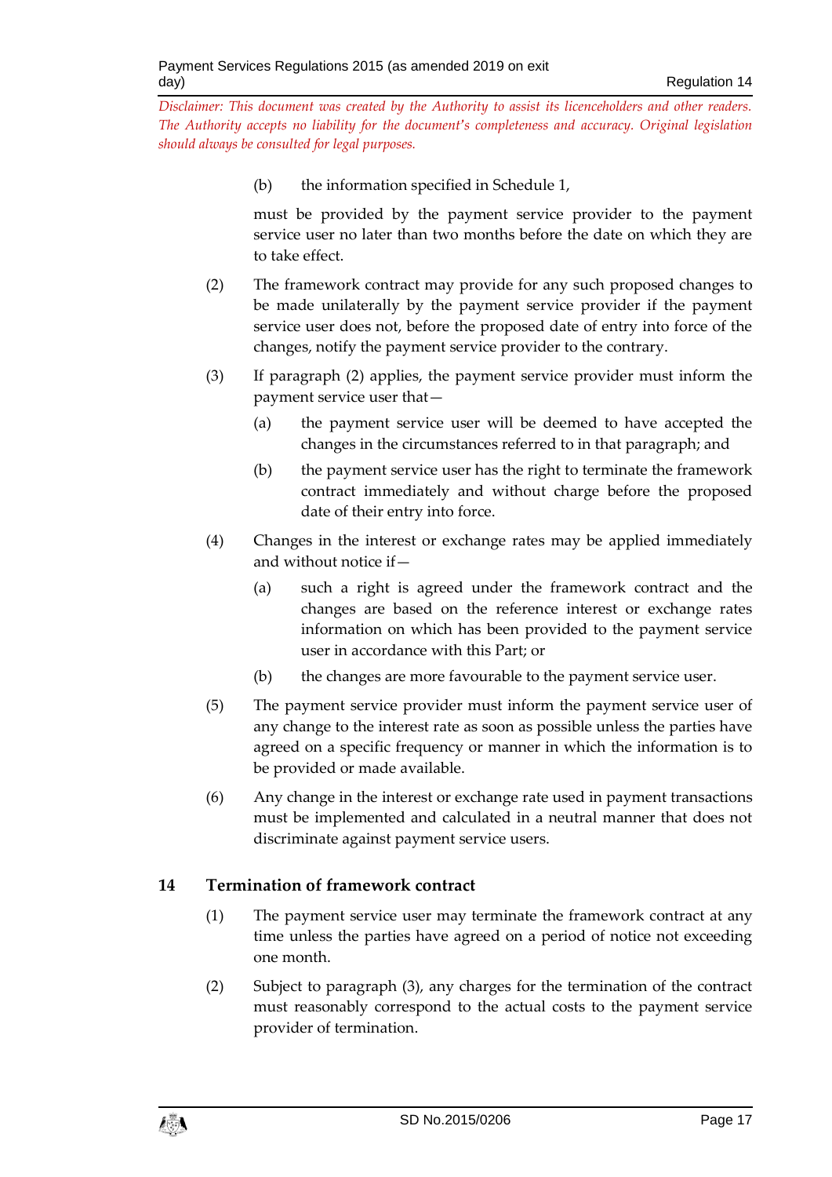(b) the information specified in Schedule 1,

must be provided by the payment service provider to the payment service user no later than two months before the date on which they are to take effect.

(2) The framework contract may provide for any such proposed changes to be made unilaterally by the payment service provider if the payment service user does not, before the proposed date of entry into force of the changes, notify the payment service provider to the contrary.

(3) If paragraph (2) applies, the payment service provider must inform the payment service user that—

(a) the payment service user will be deemed to have accepted the changes in the circumstances referred to in that paragraph; and

(b) the payment service user has the right to terminate the framework contract immediately and without charge before the proposed date of their entry into force.

(4) Changes in the interest or exchange rates may be applied immediately and without notice if—

(a) such a right is agreed under the framework contract and the changes are based on the reference interest or exchange rates information on which has been provided to the payment service user in accordance with this Part; or

(b) the changes are more favourable to the payment service user.

(5) The payment service provider must inform the payment service user of any change to the interest rate as soon as possible unless the parties have agreed on a specific frequency or manner in which the information is to be provided or made available.

(6) Any change in the interest or exchange rate used in payment transactions must be implemented and calculated in a neutral manner that does not discriminate against payment service users.

## 14 Termination of framework contract

(1) The payment service user may terminate the framework contract at any time unless the parties have agreed on a period of notice not exceeding one month.

(2) Subject to paragraph (3), any charges for the termination of the contract must reasonably correspond to the actual costs to the payment service provider of termination.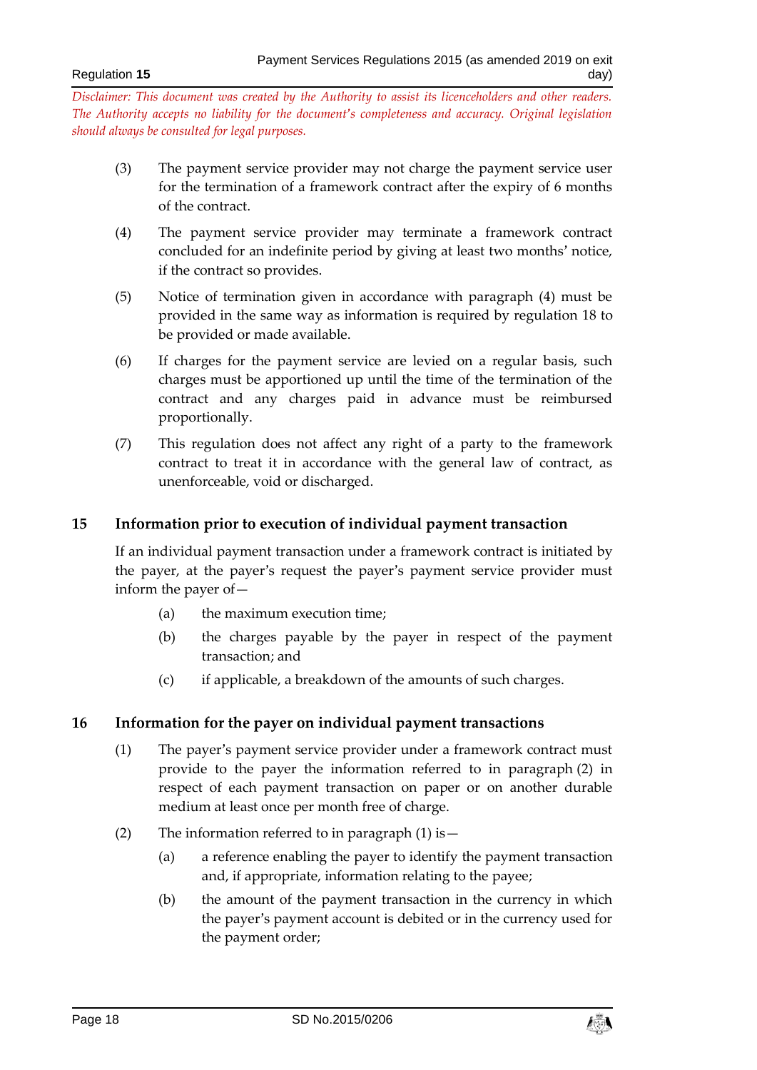*Disclaimer: This document was created by the Authority to assist its licenceholders and other readers. The Authority accepts no liability for the document's completeness and accuracy. Original legislation should always be consulted for legal purposes.*

(3) The payment service provider may not charge the payment service user for the termination of a framework contract after the expiry of 6 months of the contract.

(4) The payment service provider may terminate a framework contract concluded for an indefinite period by giving at least two months' notice, if the contract so provides.

(5) Notice of termination given in accordance with paragraph (4) must be provided in the same way as information is required by regulation 18 to be provided or made available.

(6) If charges for the payment service are levied on a regular basis, such charges must be apportioned up until the time of the termination of the contract and any charges paid in advance must be reimbursed proportionally.

(7) This regulation does not affect any right of a party to the framework contract to treat it in accordance with the general law of contract, as unenforceable, void or discharged.

## 15 Information prior to execution of individual payment transaction

If an individual payment transaction under a framework contract is initiated by the payer, at the payer's request the payer's payment service provider must inform the payer of—

(a) the maximum execution time;

(b) the charges payable by the payer in respect of the payment transaction; and

(c) if applicable, a breakdown of the amounts of such charges.

## 16 Information for the payer on individual payment transactions

(1) The payer's payment service provider under a framework contract must provide to the payer the information referred to in paragraph (2) in respect of each payment transaction on paper or on another durable medium at least once per month free of charge.

(2) The information referred to in paragraph (1) is—

(a) a reference enabling the payer to identify the payment transaction and, if appropriate, information relating to the payee;

(b) the amount of the payment transaction in the currency in which the payer's payment account is debited or in the currency used for the payment order;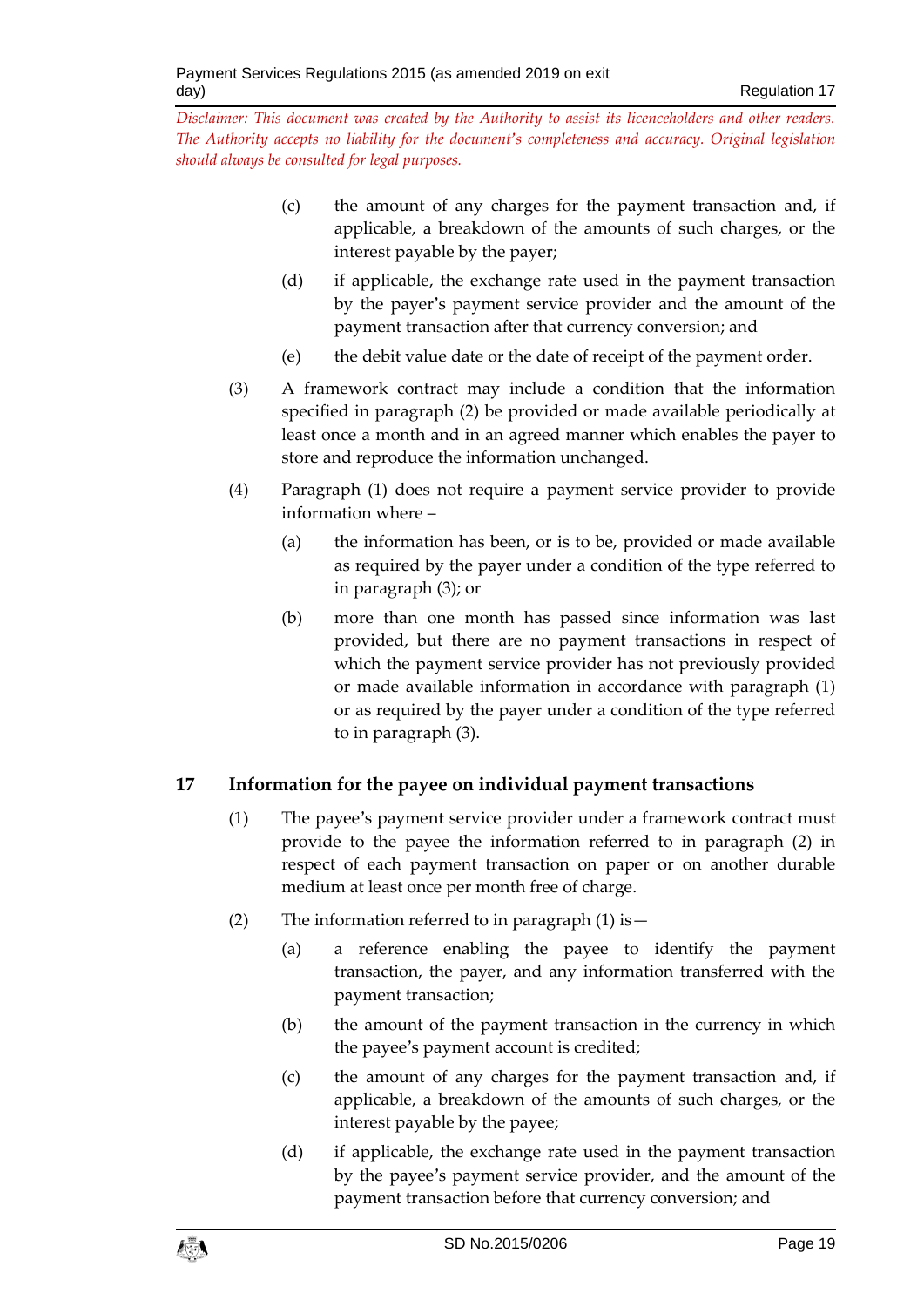(c) the amount of any charges for the payment transaction and, if applicable, a breakdown of the amounts of such charges, or the interest payable by the payer;

(d) if applicable, the exchange rate used in the payment transaction by the payer's payment service provider and the amount of the payment transaction after that currency conversion; and

(e) the debit value date or the date of receipt of the payment order.

(3) A framework contract may include a condition that the information specified in paragraph (2) be provided or made available periodically at least once a month and in an agreed manner which enables the payer to store and reproduce the information unchanged.

(4) Paragraph (1) does not require a payment service provider to provide information where –

(a) the information has been, or is to be, provided or made available as required by the payer under a condition of the type referred to in paragraph (3); or

(b) more than one month has passed since information was last provided, but there are no payment transactions in respect of which the payment service provider has not previously provided or made available information in accordance with paragraph (1) or as required by the payer under a condition of the type referred to in paragraph (3).

## 17 Information for the payee on individual payment transactions

(1) The payee's payment service provider under a framework contract must provide to the payee the information referred to in paragraph (2) in respect of each payment transaction on paper or on another durable medium at least once per month free of charge.

(2) The information referred to in paragraph (1) is—

(a) a reference enabling the payee to identify the payment transaction, the payer, and any information transferred with the payment transaction;

(b) the amount of the payment transaction in the currency in which the payee's payment account is credited;

(c) the amount of any charges for the payment transaction and, if applicable, a breakdown of the amounts of such charges, or the interest payable by the payee;

(d) if applicable, the exchange rate used in the payment transaction by the payee's payment service provider, and the amount of the payment transaction before that currency conversion; and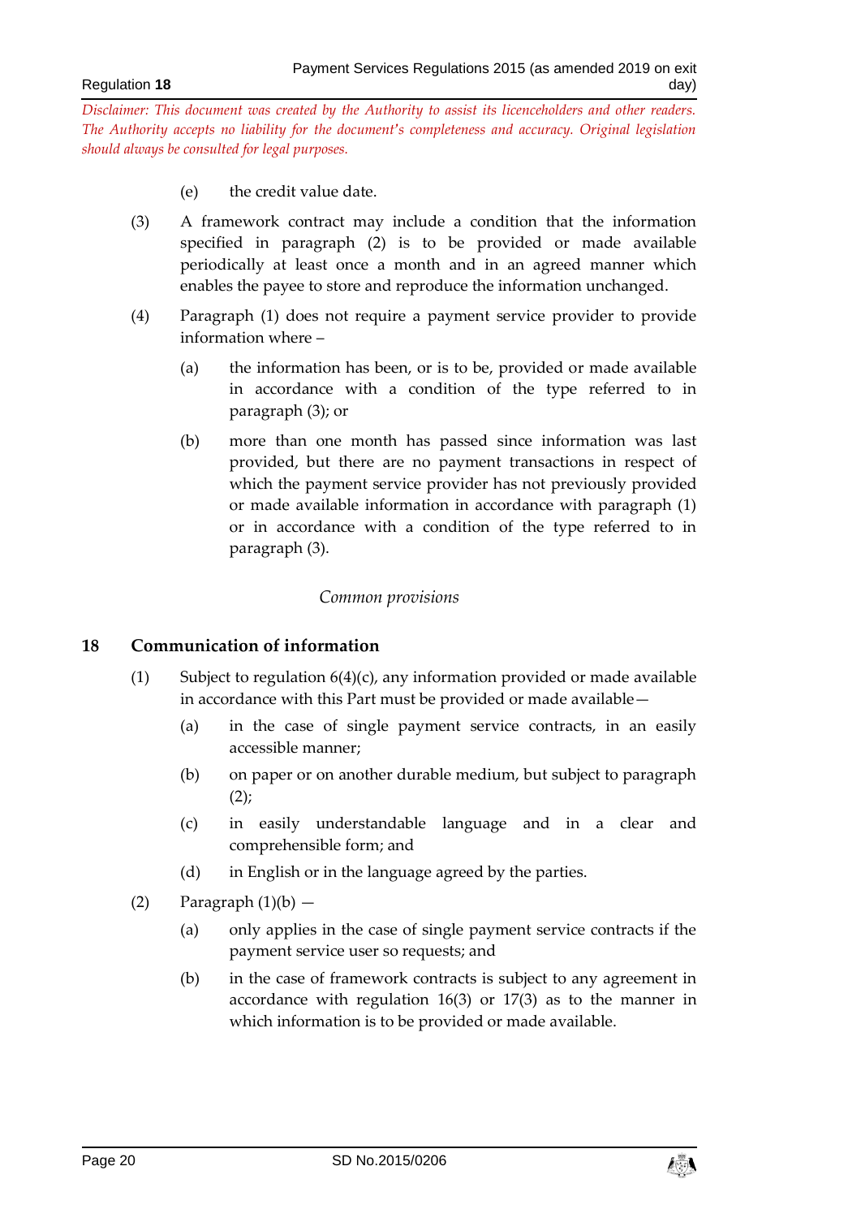*Disclaimer: This document was created by the Authority to assist its licenceholders and other readers. The Authority accepts no liability for the document's completeness and accuracy. Original legislation should always be consulted for legal purposes.*

(e) the credit value date.

(3) A framework contract may include a condition that the information specified in paragraph (2) is to be provided or made available periodically at least once a month and in an agreed manner which enables the payee to store and reproduce the information unchanged.

(4) Paragraph (1) does not require a payment service provider to provide information where –

(a) the information has been, or is to be, provided or made available in accordance with a condition of the type referred to in paragraph (3); or

(b) more than one month has passed since information was last provided, but there are no payment transactions in respect of which the payment service provider has not previously provided or made available information in accordance with paragraph (1) or in accordance with a condition of the type referred to in paragraph (3).

*Common provisions*

## 18 Communication of information

(1) Subject to regulation 6(4)(c), any information provided or made available in accordance with this Part must be provided or made available—

(a) in the case of single payment service contracts, in an easily accessible manner;

(b) on paper or on another durable medium, but subject to paragraph (2);

(c) in easily understandable language and in a clear and comprehensible form; and

(d) in English or in the language agreed by the parties.

(2) Paragraph (1)(b) —

(a) only applies in the case of single payment service contracts if the payment service user so requests; and

(b) in the case of framework contracts is subject to any agreement in accordance with regulation 16(3) or 17(3) as to the manner in which information is to be provided or made available.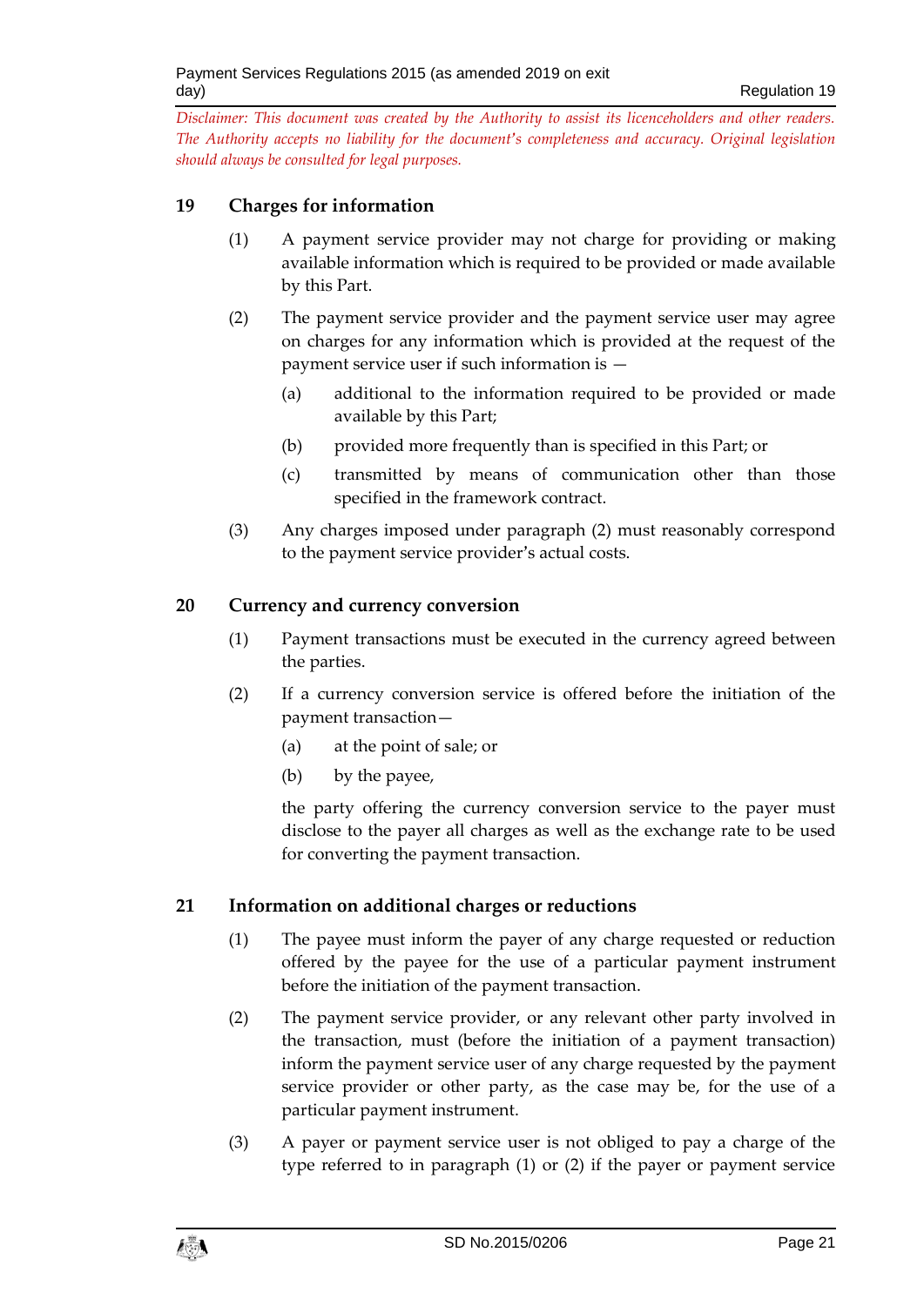*Disclaimer: This document was created by the Authority to assist its licenceholders and other readers. The Authority accepts no liability for the document's completeness and accuracy. Original legislation should always be consulted for legal purposes.*

## 19 Charges for information

(1) A payment service provider may not charge for providing or making available information which is required to be provided or made available by this Part.

(2) The payment service provider and the payment service user may agree on charges for any information which is provided at the request of the payment service user if such information is —

(a) additional to the information required to be provided or made available by this Part;

(b) provided more frequently than is specified in this Part; or

(c) transmitted by means of communication other than those specified in the framework contract.

(3) Any charges imposed under paragraph (2) must reasonably correspond to the payment service provider's actual costs.

## 20 Currency and currency conversion

(1) Payment transactions must be executed in the currency agreed between the parties.

(2) If a currency conversion service is offered before the initiation of the payment transaction—

(a) at the point of sale; or

(b) by the payee,

the party offering the currency conversion service to the payer must disclose to the payer all charges as well as the exchange rate to be used for converting the payment transaction.

## 21 Information on additional charges or reductions

(1) The payee must inform the payer of any charge requested or reduction offered by the payee for the use of a particular payment instrument before the initiation of the payment transaction.

(2) The payment service provider, or any relevant other party involved in the transaction, must (before the initiation of a payment transaction) inform the payment service user of any charge requested by the payment service provider or other party, as the case may be, for the use of a particular payment instrument.

(3) A payer or payment service user is not obliged to pay a charge of the type referred to in paragraph (1) or (2) if the payer or payment service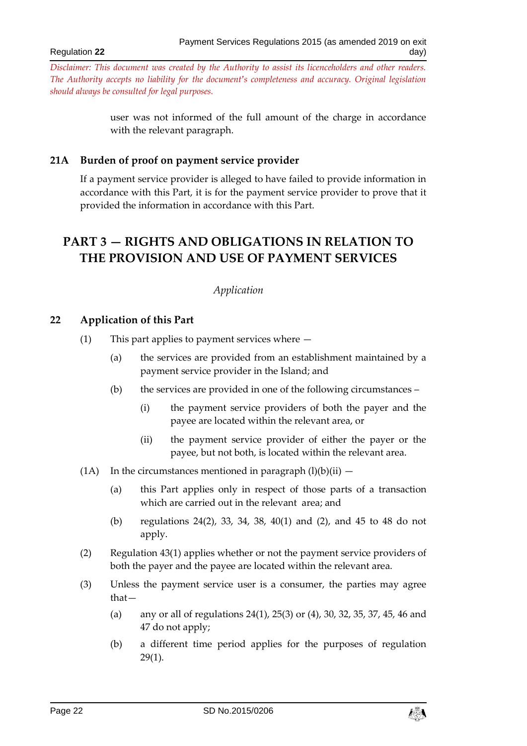user was not informed of the full amount of the charge in accordance with the relevant paragraph.

## 21A Burden of proof on payment service provider

If a payment service provider is alleged to have failed to provide information in accordance with this Part, it is for the payment service provider to prove that it provided the information in accordance with this Part.

# PART 3 — RIGHTS AND OBLIGATIONS IN RELATION TO THE PROVISION AND USE OF PAYMENT SERVICES

*Application*

## 22 Application of this Part

(1) This part applies to payment services where —

(a) the services are provided from an establishment maintained by a payment service provider in the Island; and

(b) the services are provided in one of the following circumstances –

(i) the payment service providers of both the payer and the payee are located within the relevant area, or

(ii) the payment service provider of either the payer or the payee, but not both, is located within the relevant area.

(1A) In the circumstances mentioned in paragraph (l)(b)(ii) —

(a) this Part applies only in respect of those parts of a transaction which are carried out in the relevant area; and

(b) regulations 24(2), 33, 34, 38, 40(1) and (2), and 45 to 48 do not apply.

(2) Regulation 43(1) applies whether or not the payment service providers of both the payer and the payee are located within the relevant area.

(3) Unless the payment service user is a consumer, the parties may agree that—

(a) any or all of regulations 24(1), 25(3) or (4), 30, 32, 35, 37, 45, 46 and 47 do not apply;

(b) a different time period applies for the purposes of regulation 29(1).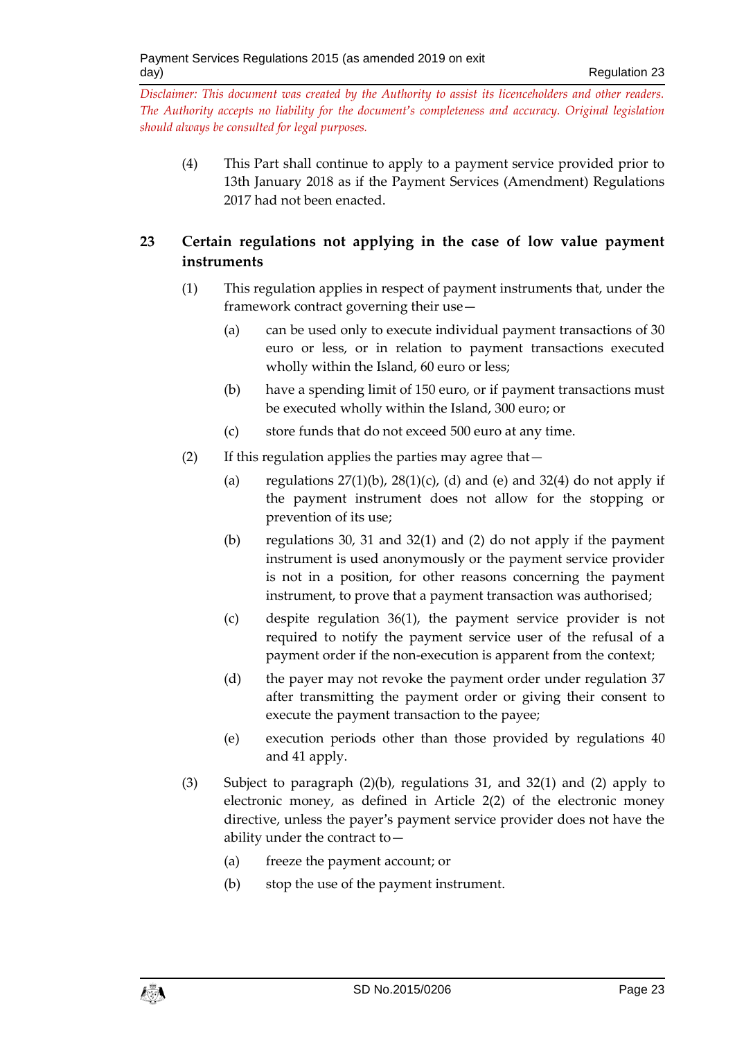*Disclaimer: This document was created by the Authority to assist its licenceholders and other readers. The Authority accepts no liability for the document's completeness and accuracy. Original legislation should always be consulted for legal purposes.*

(4) This Part shall continue to apply to a payment service provided prior to 13th January 2018 as if the Payment Services (Amendment) Regulations 2017 had not been enacted.

## 23 Certain regulations not applying in the case of low value payment instruments

(1) This regulation applies in respect of payment instruments that, under the framework contract governing their use—

(a) can be used only to execute individual payment transactions of 30 euro or less, or in relation to payment transactions executed wholly within the Island, 60 euro or less;

(b) have a spending limit of 150 euro, or if payment transactions must be executed wholly within the Island, 300 euro; or

(c) store funds that do not exceed 500 euro at any time.

(2) If this regulation applies the parties may agree that—

(a) regulations 27(1)(b), 28(1)(c), (d) and (e) and 32(4) do not apply if the payment instrument does not allow for the stopping or prevention of its use;

(b) regulations 30, 31 and 32(1) and (2) do not apply if the payment instrument is used anonymously or the payment service provider is not in a position, for other reasons concerning the payment instrument, to prove that a payment transaction was authorised;

(c) despite regulation 36(1), the payment service provider is not required to notify the payment service user of the refusal of a payment order if the non-execution is apparent from the context;

(d) the payer may not revoke the payment order under regulation 37 after transmitting the payment order or giving their consent to execute the payment transaction to the payee;

(e) execution periods other than those provided by regulations 40 and 41 apply.

(3) Subject to paragraph (2)(b), regulations 31, and 32(1) and (2) apply to electronic money, as defined in Article 2(2) of the electronic money directive, unless the payer's payment service provider does not have the ability under the contract to—

(a) freeze the payment account; or

(b) stop the use of the payment instrument.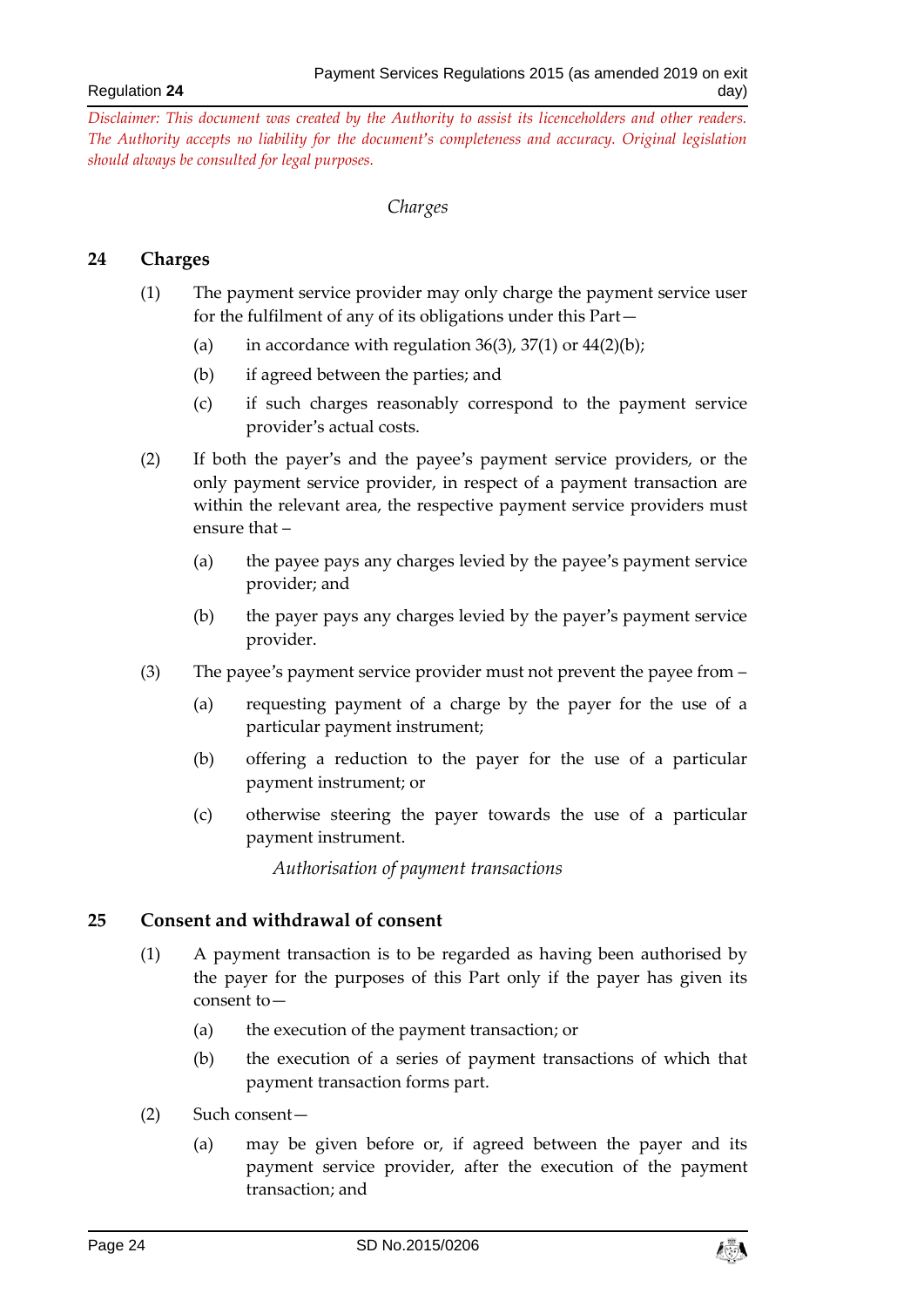*Disclaimer: This document was created by the Authority to assist its licenceholders and other readers. The Authority accepts no liability for the document's completeness and accuracy. Original legislation should always be consulted for legal purposes.*

*Charges*

## 24 Charges

(1) The payment service provider may only charge the payment service user for the fulfilment of any of its obligations under this Part—

(a) in accordance with regulation 36(3), 37(1) or 44(2)(b);

(b) if agreed between the parties; and

(c) if such charges reasonably correspond to the payment service provider's actual costs.

(2) If both the payer's and the payee's payment service providers, or the only payment service provider, in respect of a payment transaction are within the relevant area, the respective payment service providers must ensure that –

(a) the payee pays any charges levied by the payee's payment service provider; and

(b) the payer pays any charges levied by the payer's payment service provider.

(3) The payee's payment service provider must not prevent the payee from –

(a) requesting payment of a charge by the payer for the use of a particular payment instrument;

(b) offering a reduction to the payer for the use of a particular payment instrument; or

(c) otherwise steering the payer towards the use of a particular payment instrument.

*Authorisation of payment transactions*

## 25 Consent and withdrawal of consent

(1) A payment transaction is to be regarded as having been authorised by the payer for the purposes of this Part only if the payer has given its consent to—

(a) the execution of the payment transaction; or

(b) the execution of a series of payment transactions of which that payment transaction forms part.

(2) Such consent—

(a) may be given before or, if agreed between the payer and its payment service provider, after the execution of the payment transaction; and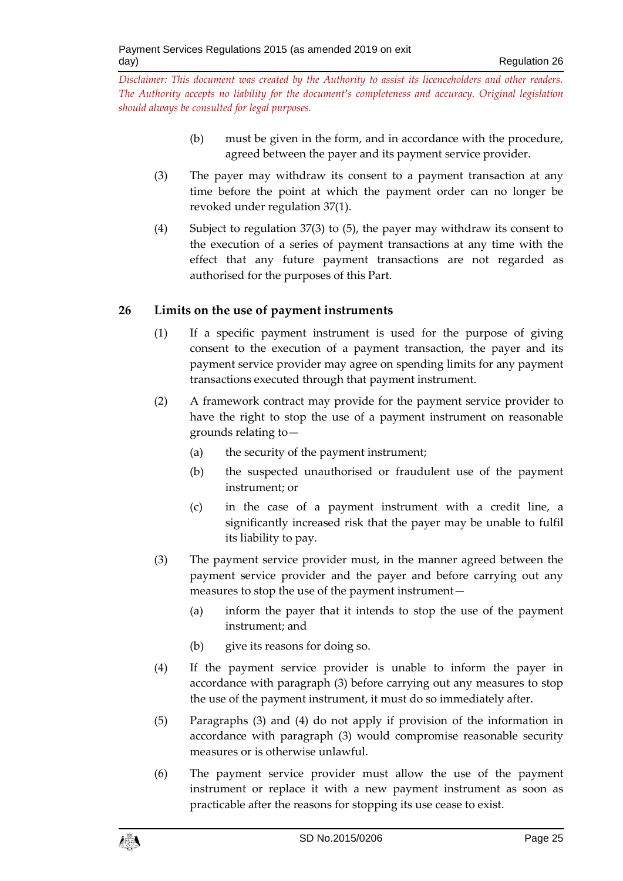(b) must be given in the form, and in accordance with the procedure, agreed between the payer and its payment service provider.

(3) The payer may withdraw its consent to a payment transaction at any time before the point at which the payment order can no longer be revoked under regulation 37(1).

(4) Subject to regulation 37(3) to (5), the payer may withdraw its consent to the execution of a series of payment transactions at any time with the effect that any future payment transactions are not regarded as authorised for the purposes of this Part.

## 26 Limits on the use of payment instruments

(1) If a specific payment instrument is used for the purpose of giving consent to the execution of a payment transaction, the payer and its payment service provider may agree on spending limits for any payment transactions executed through that payment instrument.

(2) A framework contract may provide for the payment service provider to have the right to stop the use of a payment instrument on reasonable grounds relating to—

(a) the security of the payment instrument;

(b) the suspected unauthorised or fraudulent use of the payment instrument; or

(c) in the case of a payment instrument with a credit line, a significantly increased risk that the payer may be unable to fulfil its liability to pay.

(3) The payment service provider must, in the manner agreed between the payment service provider and the payer and before carrying out any measures to stop the use of the payment instrument—

(a) inform the payer that it intends to stop the use of the payment instrument; and

(b) give its reasons for doing so.

(4) If the payment service provider is unable to inform the payer in accordance with paragraph (3) before carrying out any measures to stop the use of the payment instrument, it must do so immediately after.

(5) Paragraphs (3) and (4) do not apply if provision of the information in accordance with paragraph (3) would compromise reasonable security measures or is otherwise unlawful.

(6) The payment service provider must allow the use of the payment instrument or replace it with a new payment instrument as soon as practicable after the reasons for stopping its use cease to exist.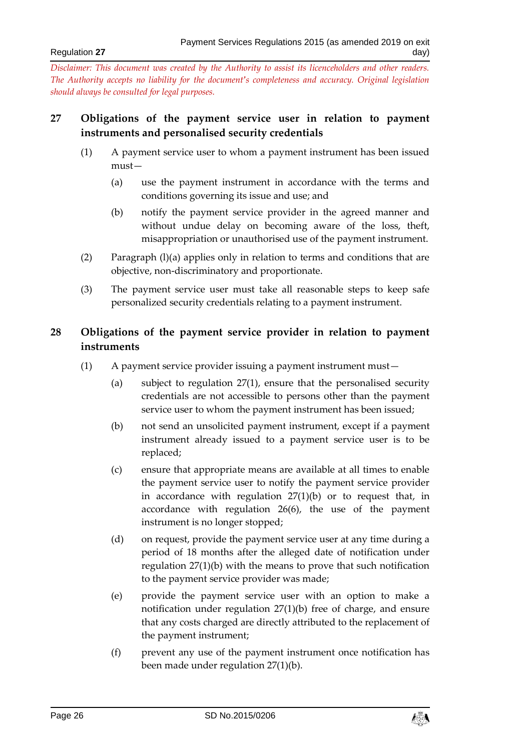*Disclaimer: This document was created by the Authority to assist its licenceholders and other readers. The Authority accepts no liability for the document's completeness and accuracy. Original legislation should always be consulted for legal purposes.*

## 27 Obligations of the payment service user in relation to payment instruments and personalised security credentials

(1) A payment service user to whom a payment instrument has been issued must—

(a) use the payment instrument in accordance with the terms and conditions governing its issue and use; and

(b) notify the payment service provider in the agreed manner and without undue delay on becoming aware of the loss, theft, misappropriation or unauthorised use of the payment instrument.

(2) Paragraph (l)(a) applies only in relation to terms and conditions that are objective, non-discriminatory and proportionate.

(3) The payment service user must take all reasonable steps to keep safe personalized security credentials relating to a payment instrument.

## 28 Obligations of the payment service provider in relation to payment instruments

(1) A payment service provider issuing a payment instrument must—

(a) subject to regulation 27(1), ensure that the personalised security credentials are not accessible to persons other than the payment service user to whom the payment instrument has been issued;

(b) not send an unsolicited payment instrument, except if a payment instrument already issued to a payment service user is to be replaced;

(c) ensure that appropriate means are available at all times to enable the payment service user to notify the payment service provider in accordance with regulation 27(1)(b) or to request that, in accordance with regulation 26(6), the use of the payment instrument is no longer stopped;

(d) on request, provide the payment service user at any time during a period of 18 months after the alleged date of notification under regulation 27(1)(b) with the means to prove that such notification to the payment service provider was made;

(e) provide the payment service user with an option to make a notification under regulation 27(1)(b) free of charge, and ensure that any costs charged are directly attributed to the replacement of the payment instrument;

(f) prevent any use of the payment instrument once notification has been made under regulation 27(1)(b).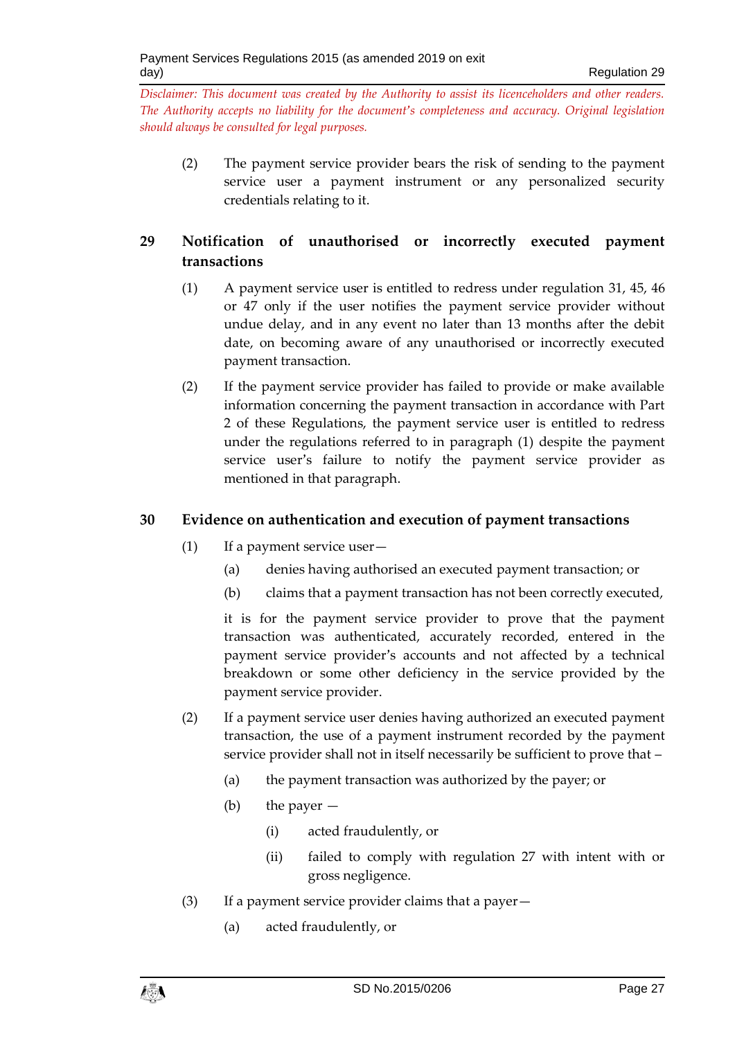*Disclaimer: This document was created by the Authority to assist its licenceholders and other readers. The Authority accepts no liability for the document's completeness and accuracy. Original legislation should always be consulted for legal purposes.*

(2) The payment service provider bears the risk of sending to the payment service user a payment instrument or any personalized security credentials relating to it.

## 29 Notification of unauthorised or incorrectly executed payment transactions

(1) A payment service user is entitled to redress under regulation 31, 45, 46 or 47 only if the user notifies the payment service provider without undue delay, and in any event no later than 13 months after the debit date, on becoming aware of any unauthorised or incorrectly executed payment transaction.

(2) If the payment service provider has failed to provide or make available information concerning the payment transaction in accordance with Part 2 of these Regulations, the payment service user is entitled to redress under the regulations referred to in paragraph (1) despite the payment service user's failure to notify the payment service provider as mentioned in that paragraph.

## 30 Evidence on authentication and execution of payment transactions

(1) If a payment service user—

(a) denies having authorised an executed payment transaction; or

(b) claims that a payment transaction has not been correctly executed,

it is for the payment service provider to prove that the payment transaction was authenticated, accurately recorded, entered in the payment service provider's accounts and not affected by a technical breakdown or some other deficiency in the service provided by the payment service provider.

(2) If a payment service user denies having authorized an executed payment transaction, the use of a payment instrument recorded by the payment service provider shall not in itself necessarily be sufficient to prove that –

(a) the payment transaction was authorized by the payer; or

(b) the payer —

(i) acted fraudulently, or

(ii) failed to comply with regulation 27 with intent with or gross negligence.

(3) If a payment service provider claims that a payer—

(a) acted fraudulently, or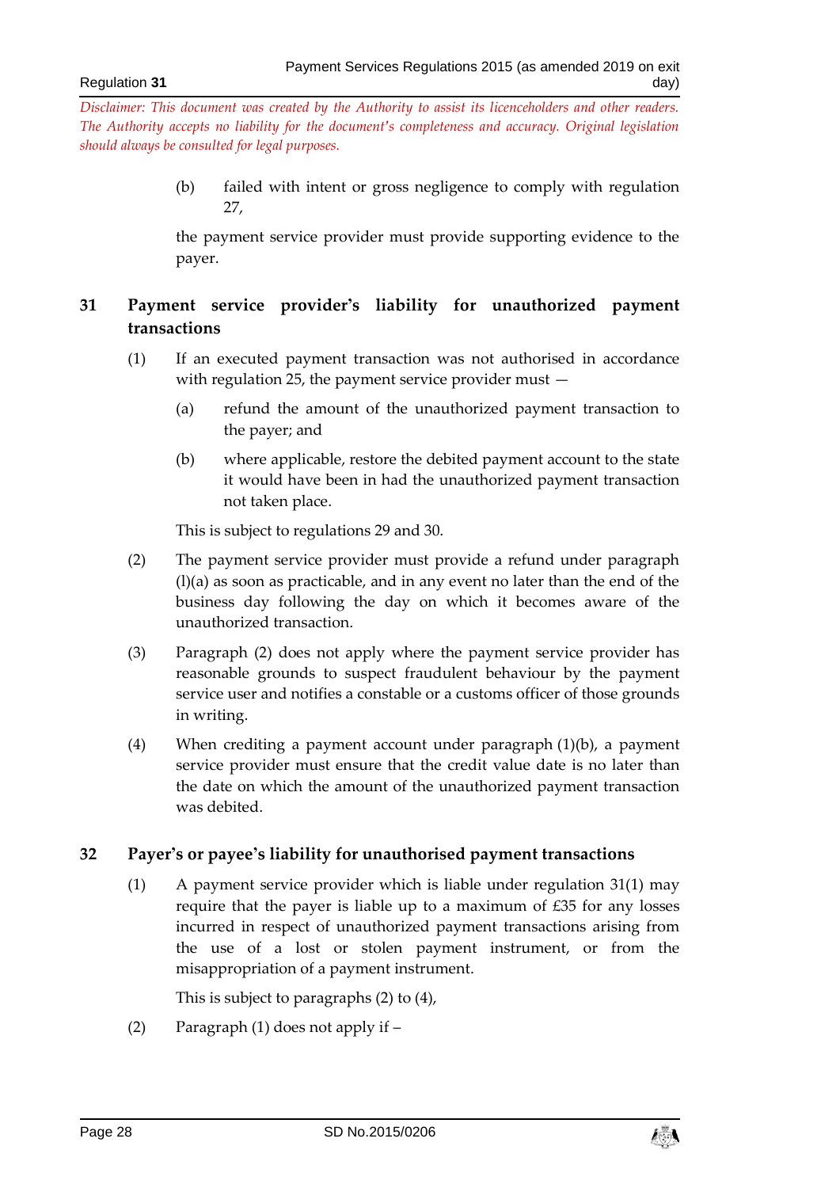*Disclaimer: This document was created by the Authority to assist its licenceholders and other readers. The Authority accepts no liability for the document's completeness and accuracy. Original legislation should always be consulted for legal purposes.*

(b) failed with intent or gross negligence to comply with regulation 27,

the payment service provider must provide supporting evidence to the payer.

## 31 Payment service provider's liability for unauthorized payment transactions

(1) If an executed payment transaction was not authorised in accordance with regulation 25, the payment service provider must —

(a) refund the amount of the unauthorized payment transaction to the payer; and

(b) where applicable, restore the debited payment account to the state it would have been in had the unauthorized payment transaction not taken place.

This is subject to regulations 29 and 30.

(2) The payment service provider must provide a refund under paragraph (l)(a) as soon as practicable, and in any event no later than the end of the business day following the day on which it becomes aware of the unauthorized transaction.

(3) Paragraph (2) does not apply where the payment service provider has reasonable grounds to suspect fraudulent behaviour by the payment service user and notifies a constable or a customs officer of those grounds in writing.

(4) When crediting a payment account under paragraph (1)(b), a payment service provider must ensure that the credit value date is no later than the date on which the amount of the unauthorized payment transaction was debited.

## 32 Payer's or payee's liability for unauthorised payment transactions

(1) A payment service provider which is liable under regulation 31(1) may require that the payer is liable up to a maximum of £35 for any losses incurred in respect of unauthorized payment transactions arising from the use of a lost or stolen payment instrument, or from the misappropriation of a payment instrument.

This is subject to paragraphs (2) to (4),

(2) Paragraph (1) does not apply if –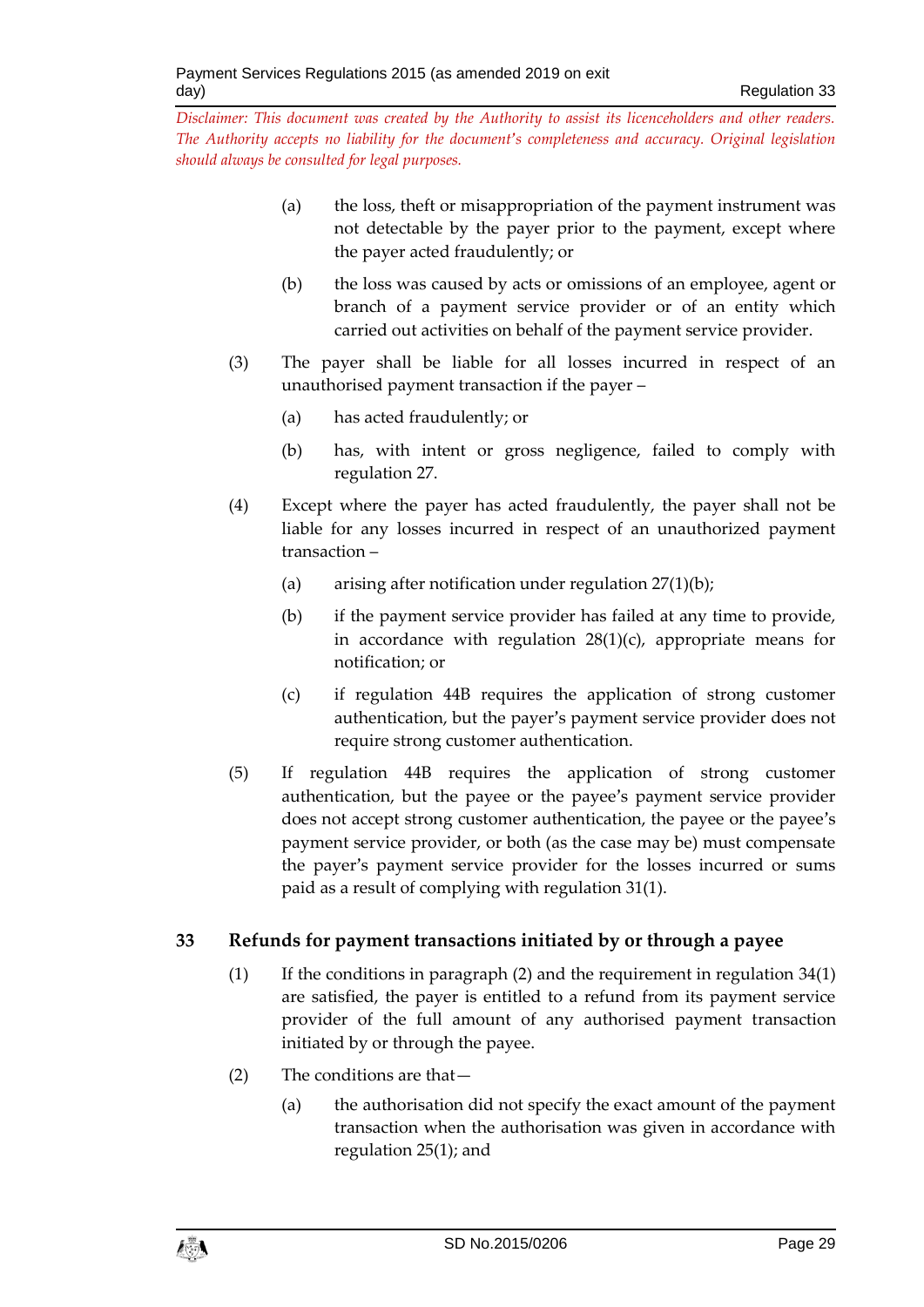*Disclaimer: This document was created by the Authority to assist its licenceholders and other readers. The Authority accepts no liability for the document's completeness and accuracy. Original legislation should always be consulted for legal purposes.*

(a) the loss, theft or misappropriation of the payment instrument was not detectable by the payer prior to the payment, except where the payer acted fraudulently; or

(b) the loss was caused by acts or omissions of an employee, agent or branch of a payment service provider or of an entity which carried out activities on behalf of the payment service provider.

(3) The payer shall be liable for all losses incurred in respect of an unauthorised payment transaction if the payer –

(a) has acted fraudulently; or

(b) has, with intent or gross negligence, failed to comply with regulation 27.

(4) Except where the payer has acted fraudulently, the payer shall not be liable for any losses incurred in respect of an unauthorized payment transaction –

(a) arising after notification under regulation 27(1)(b);

(b) if the payment service provider has failed at any time to provide, in accordance with regulation 28(1)(c), appropriate means for notification; or

(c) if regulation 44B requires the application of strong customer authentication, but the payer's payment service provider does not require strong customer authentication.

(5) If regulation 44B requires the application of strong customer authentication, but the payee or the payee's payment service provider does not accept strong customer authentication, the payee or the payee's payment service provider, or both (as the case may be) must compensate the payer's payment service provider for the losses incurred or sums paid as a result of complying with regulation 31(1).

## 33 Refunds for payment transactions initiated by or through a payee

(1) If the conditions in paragraph (2) and the requirement in regulation 34(1) are satisfied, the payer is entitled to a refund from its payment service provider of the full amount of any authorised payment transaction initiated by or through the payee.

(2) The conditions are that—

(a) the authorisation did not specify the exact amount of the payment transaction when the authorisation was given in accordance with regulation 25(1); and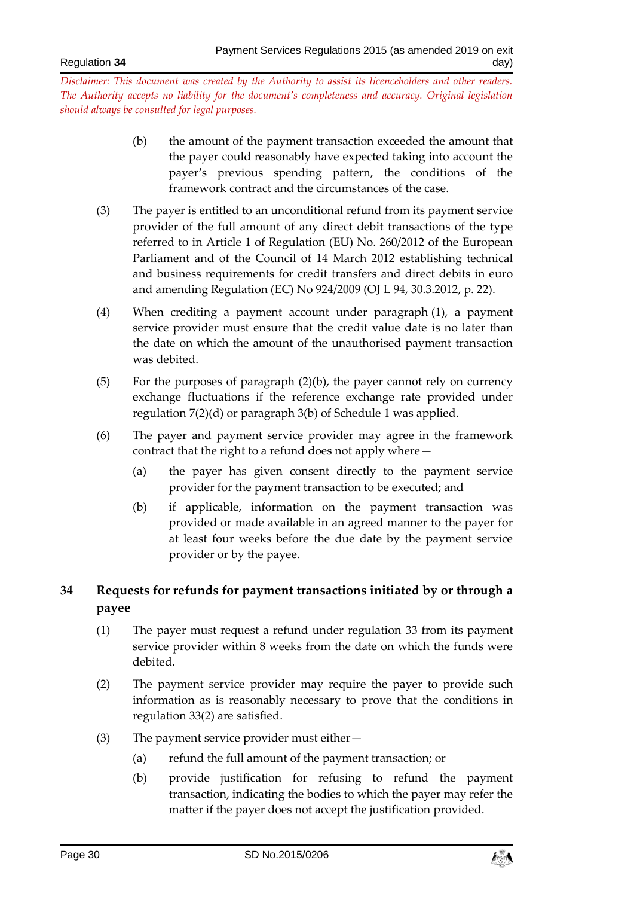*Disclaimer: This document was created by the Authority to assist its licenceholders and other readers. The Authority accepts no liability for the document's completeness and accuracy. Original legislation should always be consulted for legal purposes.*

(b) the amount of the payment transaction exceeded the amount that the payer could reasonably have expected taking into account the payer's previous spending pattern, the conditions of the framework contract and the circumstances of the case.

(3) The payer is entitled to an unconditional refund from its payment service provider of the full amount of any direct debit transactions of the type referred to in Article 1 of Regulation (EU) No. 260/2012 of the European Parliament and of the Council of 14 March 2012 establishing technical and business requirements for credit transfers and direct debits in euro and amending Regulation (EC) No 924/2009 (OJ L 94, 30.3.2012, p. 22).

(4) When crediting a payment account under paragraph (1), a payment service provider must ensure that the credit value date is no later than the date on which the amount of the unauthorised payment transaction was debited.

(5) For the purposes of paragraph (2)(b), the payer cannot rely on currency exchange fluctuations if the reference exchange rate provided under regulation 7(2)(d) or paragraph 3(b) of Schedule 1 was applied.

(6) The payer and payment service provider may agree in the framework contract that the right to a refund does not apply where—

(a) the payer has given consent directly to the payment service provider for the payment transaction to be executed; and

(b) if applicable, information on the payment transaction was provided or made available in an agreed manner to the payer for at least four weeks before the due date by the payment service provider or by the payee.

## 34 Requests for refunds for payment transactions initiated by or through a payee

(1) The payer must request a refund under regulation 33 from its payment service provider within 8 weeks from the date on which the funds were debited.

(2) The payment service provider may require the payer to provide such information as is reasonably necessary to prove that the conditions in regulation 33(2) are satisfied.

(3) The payment service provider must either—

(a) refund the full amount of the payment transaction; or

(b) provide justification for refusing to refund the payment transaction, indicating the bodies to which the payer may refer the matter if the payer does not accept the justification provided.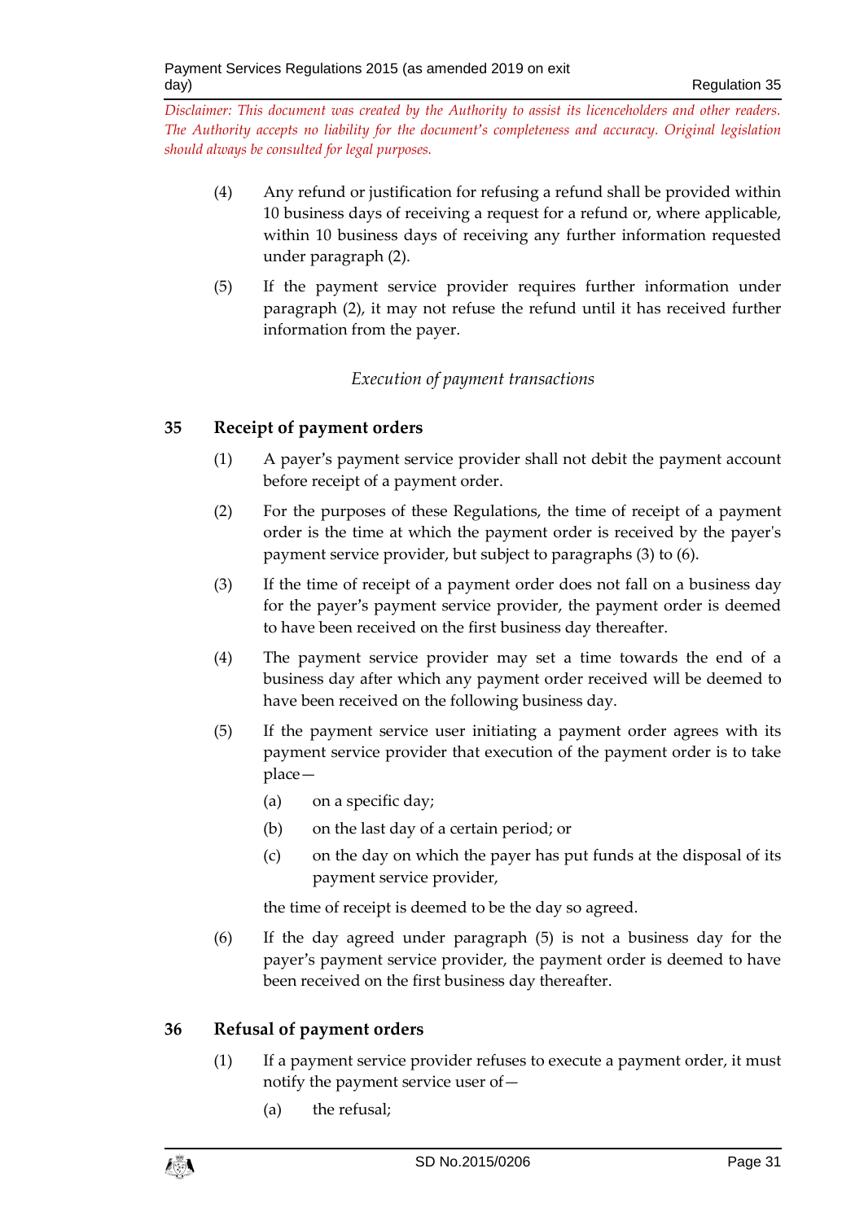(4) Any refund or justification for refusing a refund shall be provided within 10 business days of receiving a request for a refund or, where applicable, within 10 business days of receiving any further information requested under paragraph (2).

(5) If the payment service provider requires further information under paragraph (2), it may not refuse the refund until it has received further information from the payer.

*Execution of payment transactions*

## 35 Receipt of payment orders

(1) A payer's payment service provider shall not debit the payment account before receipt of a payment order.

(2) For the purposes of these Regulations, the time of receipt of a payment order is the time at which the payment order is received by the payer's payment service provider, but subject to paragraphs (3) to (6).

(3) If the time of receipt of a payment order does not fall on a business day for the payer's payment service provider, the payment order is deemed to have been received on the first business day thereafter.

(4) The payment service provider may set a time towards the end of a business day after which any payment order received will be deemed to have been received on the following business day.

(5) If the payment service user initiating a payment order agrees with its payment service provider that execution of the payment order is to take place—

(a) on a specific day;

(b) on the last day of a certain period; or

(c) on the day on which the payer has put funds at the disposal of its payment service provider,

the time of receipt is deemed to be the day so agreed.

(6) If the day agreed under paragraph (5) is not a business day for the payer's payment service provider, the payment order is deemed to have been received on the first business day thereafter.

## 36 Refusal of payment orders

(1) If a payment service provider refuses to execute a payment order, it must notify the payment service user of—

(a) the refusal;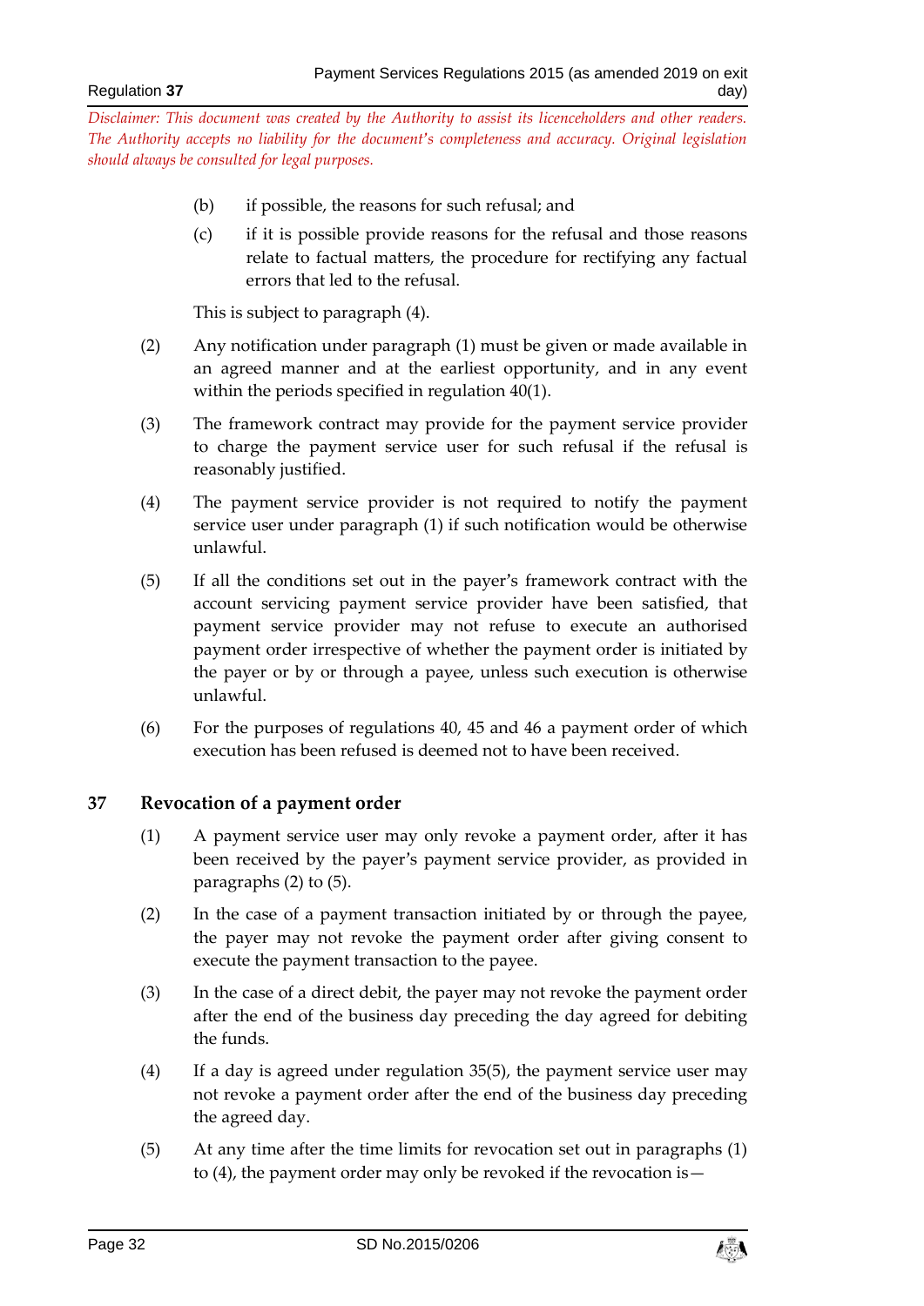*Disclaimer: This document was created by the Authority to assist its licenceholders and other readers. The Authority accepts no liability for the document's completeness and accuracy. Original legislation should always be consulted for legal purposes.*

(b) if possible, the reasons for such refusal; and

(c) if it is possible provide reasons for the refusal and those reasons relate to factual matters, the procedure for rectifying any factual errors that led to the refusal.

This is subject to paragraph (4).

(2) Any notification under paragraph (1) must be given or made available in an agreed manner and at the earliest opportunity, and in any event within the periods specified in regulation 40(1).

(3) The framework contract may provide for the payment service provider to charge the payment service user for such refusal if the refusal is reasonably justified.

(4) The payment service provider is not required to notify the payment service user under paragraph (1) if such notification would be otherwise unlawful.

(5) If all the conditions set out in the payer's framework contract with the account servicing payment service provider have been satisfied, that payment service provider may not refuse to execute an authorised payment order irrespective of whether the payment order is initiated by the payer or by or through a payee, unless such execution is otherwise unlawful.

(6) For the purposes of regulations 40, 45 and 46 a payment order of which execution has been refused is deemed not to have been received.

## 37 Revocation of a payment order

(1) A payment service user may only revoke a payment order, after it has been received by the payer's payment service provider, as provided in paragraphs (2) to (5).

(2) In the case of a payment transaction initiated by or through the payee, the payer may not revoke the payment order after giving consent to execute the payment transaction to the payee.

(3) In the case of a direct debit, the payer may not revoke the payment order after the end of the business day preceding the day agreed for debiting the funds.

(4) If a day is agreed under regulation 35(5), the payment service user may not revoke a payment order after the end of the business day preceding the agreed day.

(5) At any time after the time limits for revocation set out in paragraphs (1) to (4), the payment order may only be revoked if the revocation is—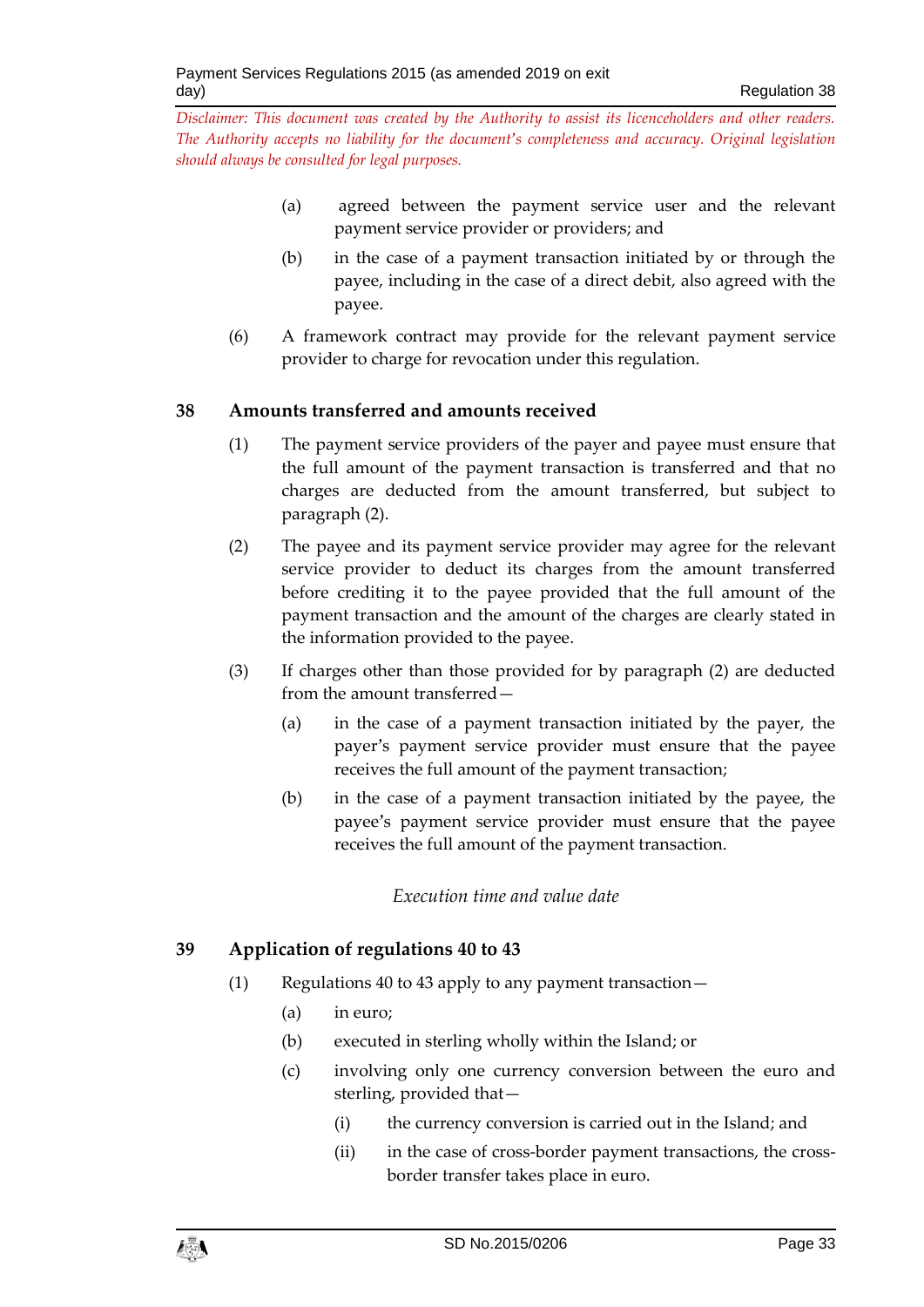(a) agreed between the payment service user and the relevant payment service provider or providers; and

(b) in the case of a payment transaction initiated by or through the payee, including in the case of a direct debit, also agreed with the payee.

(6) A framework contract may provide for the relevant payment service provider to charge for revocation under this regulation.

## 38 Amounts transferred and amounts received

(1) The payment service providers of the payer and payee must ensure that the full amount of the payment transaction is transferred and that no charges are deducted from the amount transferred, but subject to paragraph (2).

(2) The payee and its payment service provider may agree for the relevant service provider to deduct its charges from the amount transferred before crediting it to the payee provided that the full amount of the payment transaction and the amount of the charges are clearly stated in the information provided to the payee.

(3) If charges other than those provided for by paragraph (2) are deducted from the amount transferred—

(a) in the case of a payment transaction initiated by the payer, the payer's payment service provider must ensure that the payee receives the full amount of the payment transaction;

(b) in the case of a payment transaction initiated by the payee, the payee's payment service provider must ensure that the payee receives the full amount of the payment transaction.

*Execution time and value date*

## 39 Application of regulations 40 to 43

(1) Regulations 40 to 43 apply to any payment transaction—

(a) in euro;

(b) executed in sterling wholly within the Island; or

(c) involving only one currency conversion between the euro and sterling, provided that—

(i) the currency conversion is carried out in the Island; and

(ii) in the case of cross-border payment transactions, the cross-border transfer takes place in euro.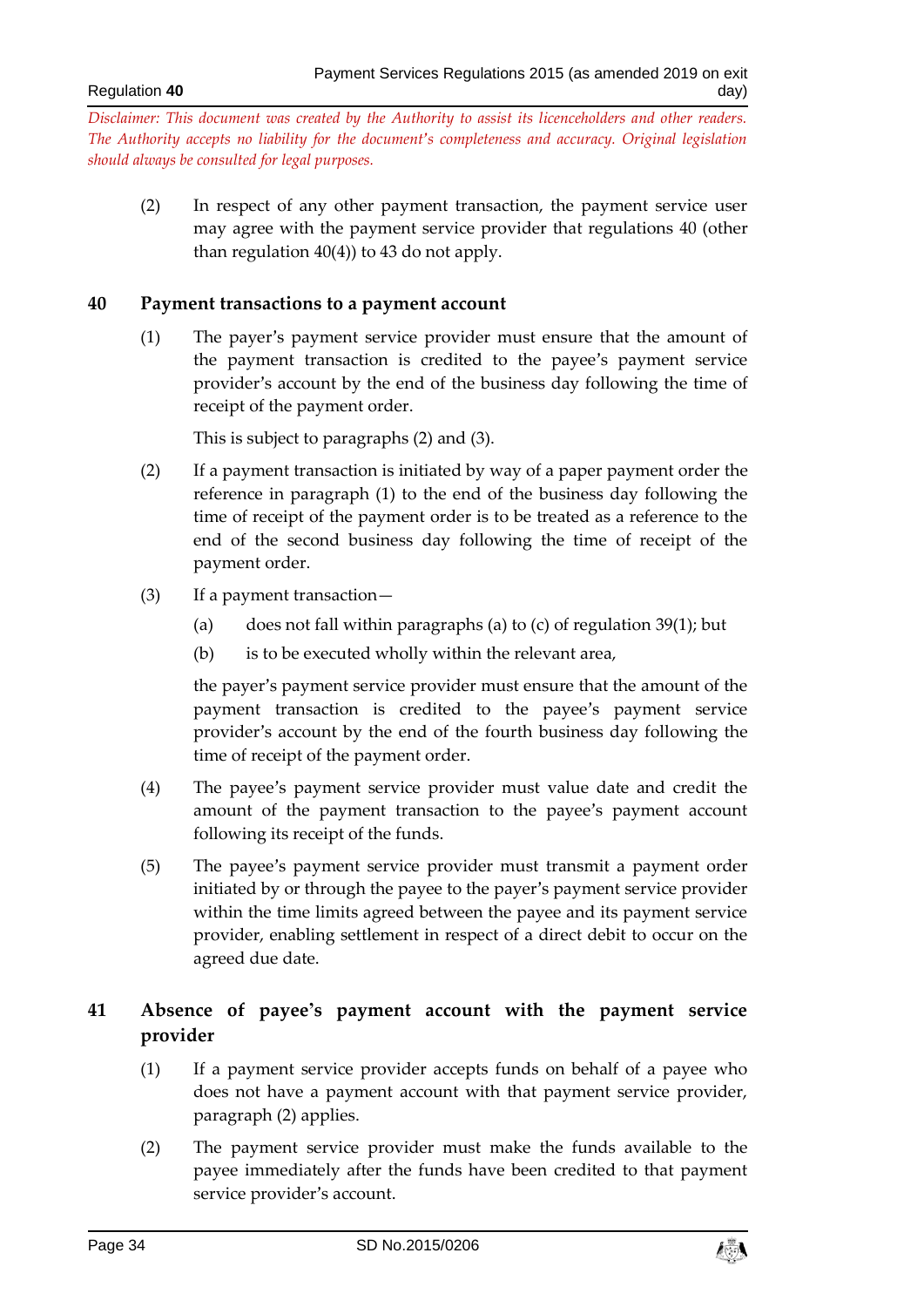*Disclaimer: This document was created by the Authority to assist its licenceholders and other readers. The Authority accepts no liability for the document's completeness and accuracy. Original legislation should always be consulted for legal purposes.*

(2) In respect of any other payment transaction, the payment service user may agree with the payment service provider that regulations 40 (other than regulation 40(4)) to 43 do not apply.

## 40 Payment transactions to a payment account

(1) The payer's payment service provider must ensure that the amount of the payment transaction is credited to the payee's payment service provider's account by the end of the business day following the time of receipt of the payment order.

This is subject to paragraphs (2) and (3).

(2) If a payment transaction is initiated by way of a paper payment order the reference in paragraph (1) to the end of the business day following the time of receipt of the payment order is to be treated as a reference to the end of the second business day following the time of receipt of the payment order.

(3) If a payment transaction—

(a) does not fall within paragraphs (a) to (c) of regulation 39(1); but

(b) is to be executed wholly within the relevant area,

the payer's payment service provider must ensure that the amount of the payment transaction is credited to the payee's payment service provider's account by the end of the fourth business day following the time of receipt of the payment order.

(4) The payee's payment service provider must value date and credit the amount of the payment transaction to the payee's payment account following its receipt of the funds.

(5) The payee's payment service provider must transmit a payment order initiated by or through the payee to the payer's payment service provider within the time limits agreed between the payee and its payment service provider, enabling settlement in respect of a direct debit to occur on the agreed due date.

## 41 Absence of payee's payment account with the payment service provider

(1) If a payment service provider accepts funds on behalf of a payee who does not have a payment account with that payment service provider, paragraph (2) applies.

(2) The payment service provider must make the funds available to the payee immediately after the funds have been credited to that payment service provider's account.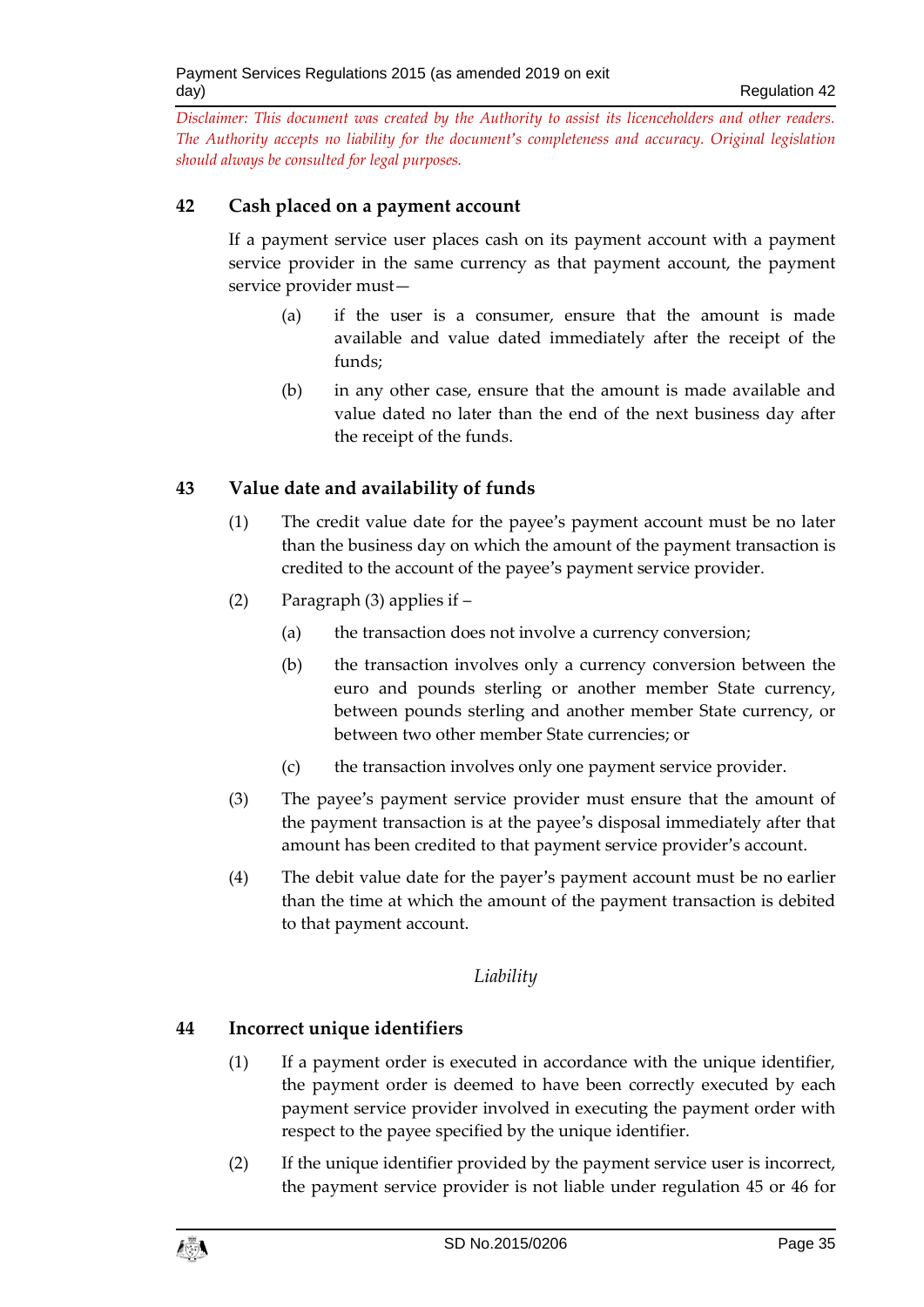*Disclaimer: This document was created by the Authority to assist its licenceholders and other readers. The Authority accepts no liability for the document's completeness and accuracy. Original legislation should always be consulted for legal purposes.*

## 42 Cash placed on a payment account

If a payment service user places cash on its payment account with a payment service provider in the same currency as that payment account, the payment service provider must—

(a) if the user is a consumer, ensure that the amount is made available and value dated immediately after the receipt of the funds;

(b) in any other case, ensure that the amount is made available and value dated no later than the end of the next business day after the receipt of the funds.

## 43 Value date and availability of funds

(1) The credit value date for the payee's payment account must be no later than the business day on which the amount of the payment transaction is credited to the account of the payee's payment service provider.

(2) Paragraph (3) applies if –

(a) the transaction does not involve a currency conversion;

(b) the transaction involves only a currency conversion between the euro and pounds sterling or another member State currency, between pounds sterling and another member State currency, or between two other member State currencies; or

(c) the transaction involves only one payment service provider.

(3) The payee's payment service provider must ensure that the amount of the payment transaction is at the payee's disposal immediately after that amount has been credited to that payment service provider's account.

(4) The debit value date for the payer's payment account must be no earlier than the time at which the amount of the payment transaction is debited to that payment account.

*Liability*

## 44 Incorrect unique identifiers

(1) If a payment order is executed in accordance with the unique identifier, the payment order is deemed to have been correctly executed by each payment service provider involved in executing the payment order with respect to the payee specified by the unique identifier.

(2) If the unique identifier provided by the payment service user is incorrect, the payment service provider is not liable under regulation 45 or 46 for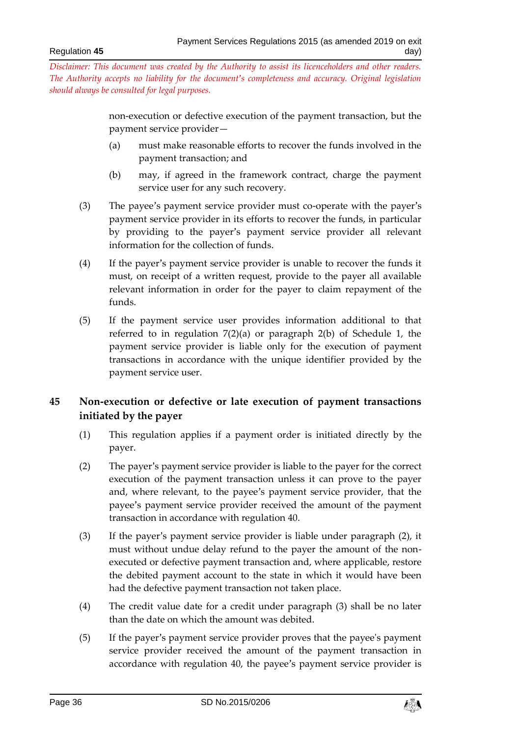*Disclaimer: This document was created by the Authority to assist its licenceholders and other readers. The Authority accepts no liability for the document's completeness and accuracy. Original legislation should always be consulted for legal purposes.*

non-execution or defective execution of the payment transaction, but the payment service provider—

(a) must make reasonable efforts to recover the funds involved in the payment transaction; and

(b) may, if agreed in the framework contract, charge the payment service user for any such recovery.

(3) The payee's payment service provider must co-operate with the payer's payment service provider in its efforts to recover the funds, in particular by providing to the payer's payment service provider all relevant information for the collection of funds.

(4) If the payer's payment service provider is unable to recover the funds it must, on receipt of a written request, provide to the payer all available relevant information in order for the payer to claim repayment of the funds.

(5) If the payment service user provides information additional to that referred to in regulation 7(2)(a) or paragraph 2(b) of Schedule 1, the payment service provider is liable only for the execution of payment transactions in accordance with the unique identifier provided by the payment service user.

## 45 Non-execution or defective or late execution of payment transactions initiated by the payer

(1) This regulation applies if a payment order is initiated directly by the payer.

(2) The payer's payment service provider is liable to the payer for the correct execution of the payment transaction unless it can prove to the payer and, where relevant, to the payee's payment service provider, that the payee's payment service provider received the amount of the payment transaction in accordance with regulation 40.

(3) If the payer's payment service provider is liable under paragraph (2), it must without undue delay refund to the payer the amount of the non-executed or defective payment transaction and, where applicable, restore the debited payment account to the state in which it would have been had the defective payment transaction not taken place.

(4) The credit value date for a credit under paragraph (3) shall be no later than the date on which the amount was debited.

(5) If the payer's payment service provider proves that the payee's payment service provider received the amount of the payment transaction in accordance with regulation 40, the payee's payment service provider is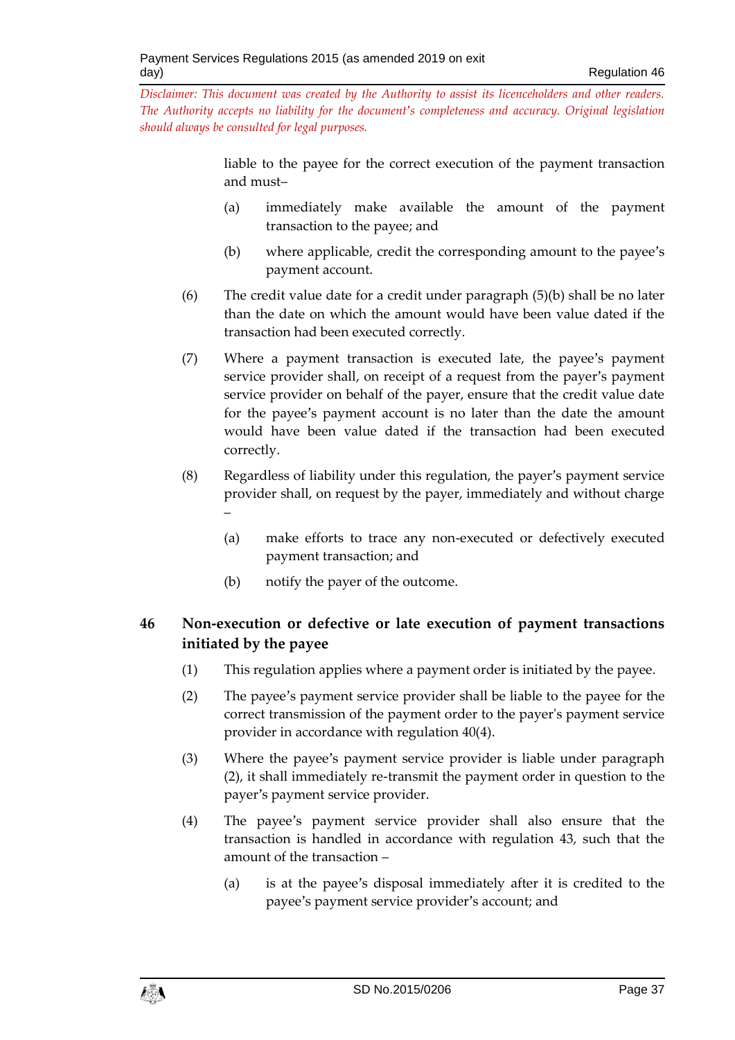*Disclaimer: This document was created by the Authority to assist its licenceholders and other readers. The Authority accepts no liability for the document's completeness and accuracy. Original legislation should always be consulted for legal purposes.*

liable to the payee for the correct execution of the payment transaction and must–

(a) immediately make available the amount of the payment transaction to the payee; and

(b) where applicable, credit the corresponding amount to the payee's payment account.

(6) The credit value date for a credit under paragraph (5)(b) shall be no later than the date on which the amount would have been value dated if the transaction had been executed correctly.

(7) Where a payment transaction is executed late, the payee's payment service provider shall, on receipt of a request from the payer's payment service provider on behalf of the payer, ensure that the credit value date for the payee's payment account is no later than the date the amount would have been value dated if the transaction had been executed correctly.

(8) Regardless of liability under this regulation, the payer's payment service provider shall, on request by the payer, immediately and without charge –

(a) make efforts to trace any non-executed or defectively executed payment transaction; and

(b) notify the payer of the outcome.

## 46 Non-execution or defective or late execution of payment transactions initiated by the payee

(1) This regulation applies where a payment order is initiated by the payee.

(2) The payee's payment service provider shall be liable to the payee for the correct transmission of the payment order to the payer's payment service provider in accordance with regulation 40(4).

(3) Where the payee's payment service provider is liable under paragraph (2), it shall immediately re-transmit the payment order in question to the payer's payment service provider.

(4) The payee's payment service provider shall also ensure that the transaction is handled in accordance with regulation 43, such that the amount of the transaction –

(a) is at the payee's disposal immediately after it is credited to the payee's payment service provider's account; and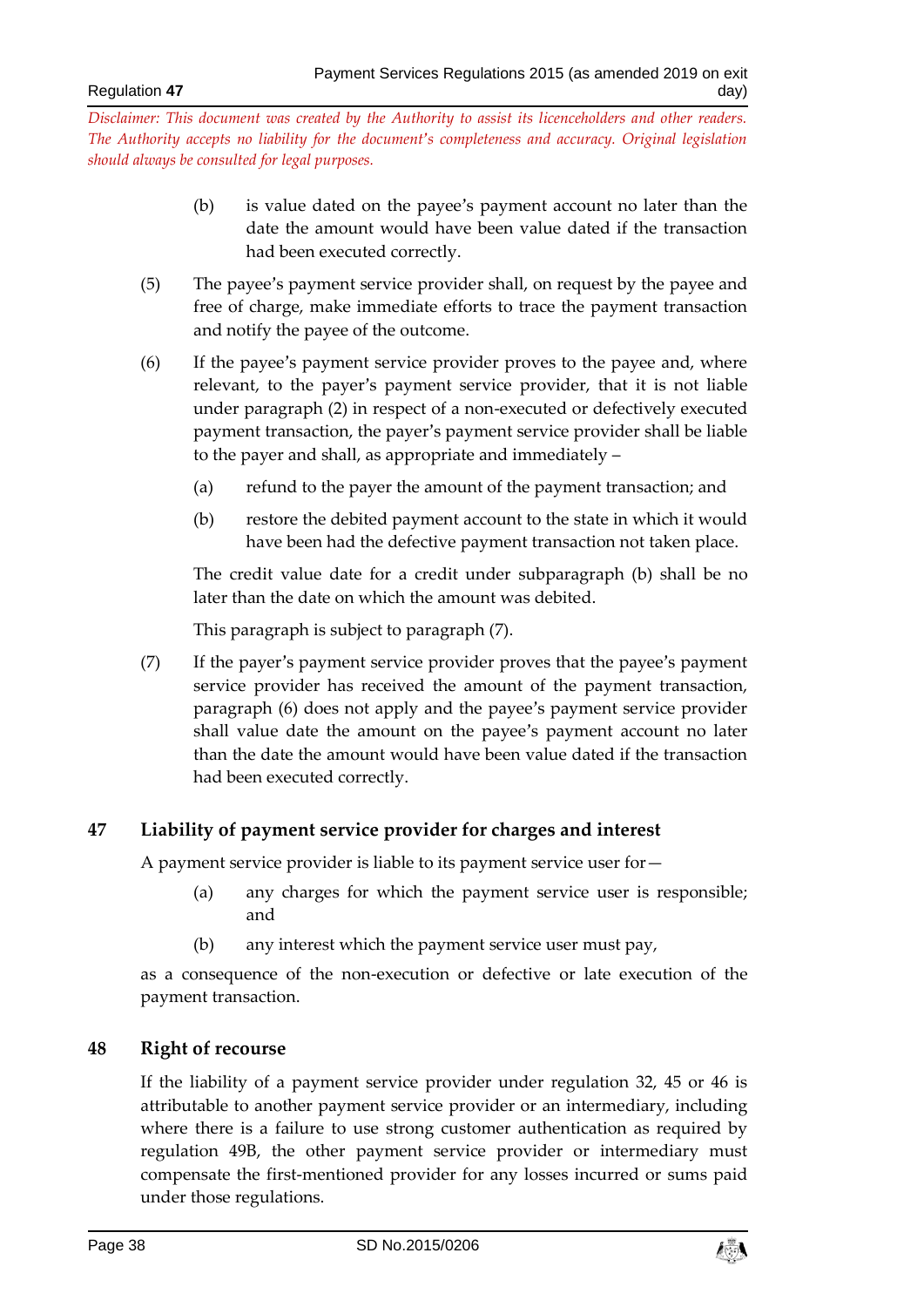*Disclaimer: This document was created by the Authority to assist its licenceholders and other readers. The Authority accepts no liability for the document's completeness and accuracy. Original legislation should always be consulted for legal purposes.*

(b) is value dated on the payee's payment account no later than the date the amount would have been value dated if the transaction had been executed correctly.

(5) The payee's payment service provider shall, on request by the payee and free of charge, make immediate efforts to trace the payment transaction and notify the payee of the outcome.

(6) If the payee's payment service provider proves to the payee and, where relevant, to the payer's payment service provider, that it is not liable under paragraph (2) in respect of a non-executed or defectively executed payment transaction, the payer's payment service provider shall be liable to the payer and shall, as appropriate and immediately –

(a) refund to the payer the amount of the payment transaction; and

(b) restore the debited payment account to the state in which it would have been had the defective payment transaction not taken place.

The credit value date for a credit under subparagraph (b) shall be no later than the date on which the amount was debited.

This paragraph is subject to paragraph (7).

(7) If the payer's payment service provider proves that the payee's payment service provider has received the amount of the payment transaction, paragraph (6) does not apply and the payee's payment service provider shall value date the amount on the payee's payment account no later than the date the amount would have been value dated if the transaction had been executed correctly.

## 47 Liability of payment service provider for charges and interest

A payment service provider is liable to its payment service user for—

(a) any charges for which the payment service user is responsible; and

(b) any interest which the payment service user must pay,

as a consequence of the non-execution or defective or late execution of the payment transaction.

## 48 Right of recourse

If the liability of a payment service provider under regulation 32, 45 or 46 is attributable to another payment service provider or an intermediary, including where there is a failure to use strong customer authentication as required by regulation 49B, the other payment service provider or intermediary must compensate the first-mentioned provider for any losses incurred or sums paid under those regulations.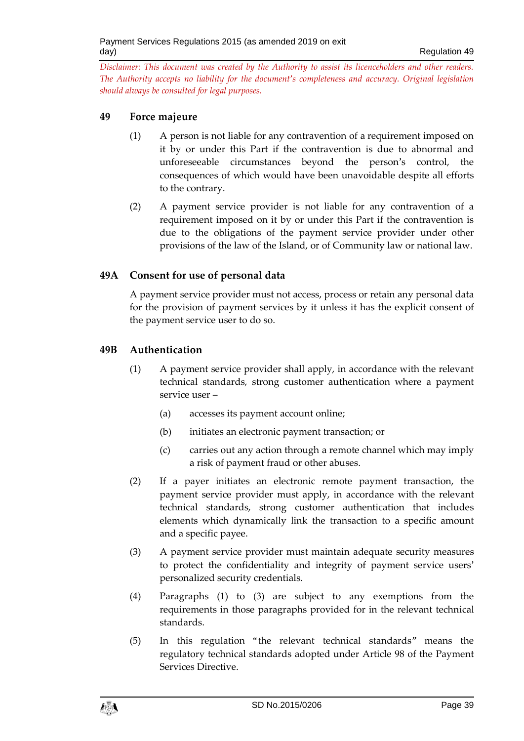*Disclaimer: This document was created by the Authority to assist its licenceholders and other readers. The Authority accepts no liability for the document's completeness and accuracy. Original legislation should always be consulted for legal purposes.*

## 49 Force majeure

(1) A person is not liable for any contravention of a requirement imposed on it by or under this Part if the contravention is due to abnormal and unforeseeable circumstances beyond the person's control, the consequences of which would have been unavoidable despite all efforts to the contrary.

(2) A payment service provider is not liable for any contravention of a requirement imposed on it by or under this Part if the contravention is due to the obligations of the payment service provider under other provisions of the law of the Island, or of Community law or national law.

## 49A Consent for use of personal data

A payment service provider must not access, process or retain any personal data for the provision of payment services by it unless it has the explicit consent of the payment service user to do so.

## 49B Authentication

(1) A payment service provider shall apply, in accordance with the relevant technical standards, strong customer authentication where a payment service user –

(a) accesses its payment account online;

(b) initiates an electronic payment transaction; or

(c) carries out any action through a remote channel which may imply a risk of payment fraud or other abuses.

(2) If a payer initiates an electronic remote payment transaction, the payment service provider must apply, in accordance with the relevant technical standards, strong customer authentication that includes elements which dynamically link the transaction to a specific amount and a specific payee.

(3) A payment service provider must maintain adequate security measures to protect the confidentiality and integrity of payment service users' personalized security credentials.

(4) Paragraphs (1) to (3) are subject to any exemptions from the requirements in those paragraphs provided for in the relevant technical standards.

(5) In this regulation "the relevant technical standards" means the regulatory technical standards adopted under Article 98 of the Payment Services Directive.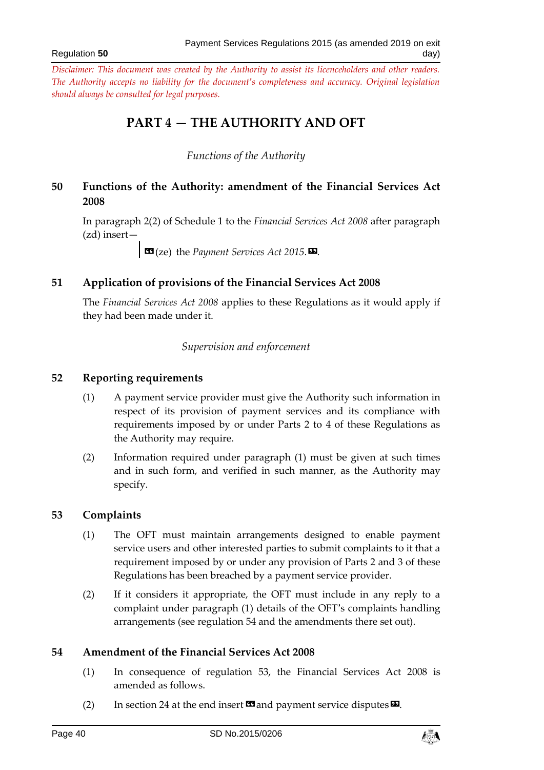*Disclaimer: This document was created by the Authority to assist its licenceholders and other readers. The Authority accepts no liability for the document's completeness and accuracy. Original legislation should always be consulted for legal purposes.*

# PART 4 — THE AUTHORITY AND OFT

*Functions of the Authority*

## 50 Functions of the Authority: amendment of the Financial Services Act 2008

In paragraph 2(2) of Schedule 1 to the *Financial Services Act 2008* after paragraph (zd) insert—

> «(ze) the *Payment Services Act 2015*.».

## 51 Application of provisions of the Financial Services Act 2008

The *Financial Services Act 2008* applies to these Regulations as it would apply if they had been made under it.

*Supervision and enforcement*

## 52 Reporting requirements

(1) A payment service provider must give the Authority such information in respect of its provision of payment services and its compliance with requirements imposed by or under Parts 2 to 4 of these Regulations as the Authority may require.

(2) Information required under paragraph (1) must be given at such times and in such form, and verified in such manner, as the Authority may specify.

## 53 Complaints

(1) The OFT must maintain arrangements designed to enable payment service users and other interested parties to submit complaints to it that a requirement imposed by or under any provision of Parts 2 and 3 of these Regulations has been breached by a payment service provider.

(2) If it considers it appropriate, the OFT must include in any reply to a complaint under paragraph (1) details of the OFT's complaints handling arrangements (see regulation 54 and the amendments there set out).

## 54 Amendment of the Financial Services Act 2008

(1) In consequence of regulation 53, the Financial Services Act 2008 is amended as follows.

(2) In section 24 at the end insert «and payment service disputes».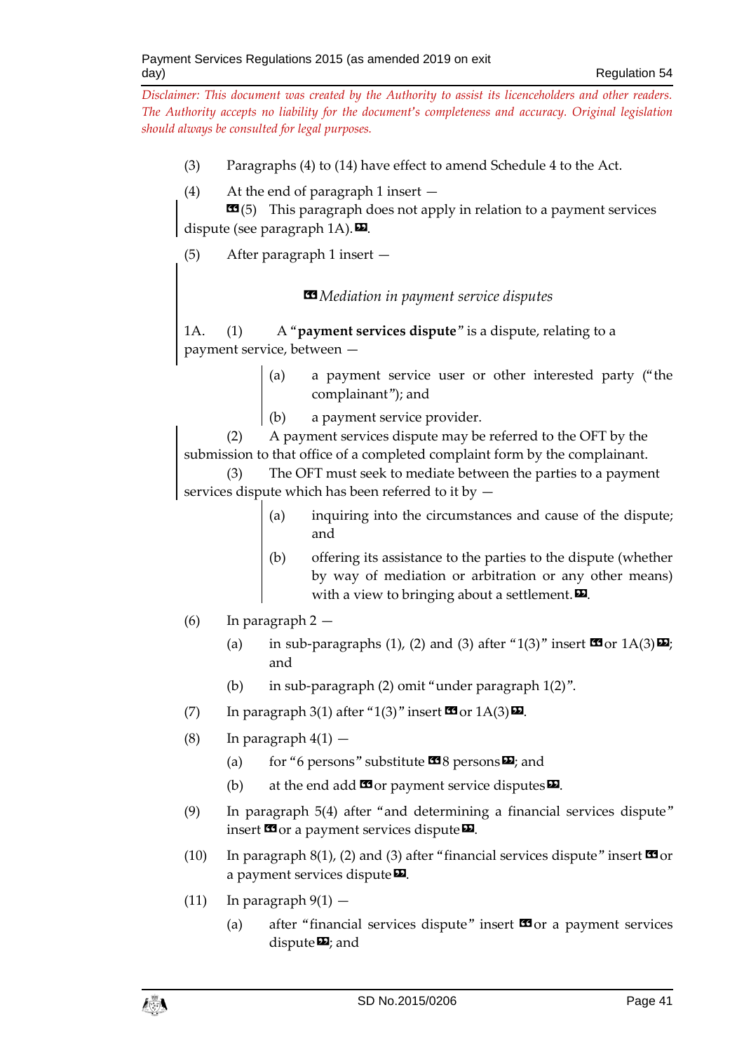*Disclaimer: This document was created by the Authority to assist its licenceholders and other readers. The Authority accepts no liability for the document's completeness and accuracy. Original legislation should always be consulted for legal purposes.*

(3) Paragraphs (4) to (14) have effect to amend Schedule 4 to the Act.

(4) At the end of paragraph 1 insert —

«(5) This paragraph does not apply in relation to a payment services dispute (see paragraph 1A).».

(5) After paragraph 1 insert —

«*Mediation in payment service disputes*

1A. (1) A "**payment services dispute**" is a dispute, relating to a payment service, between —

(a) a payment service user or other interested party ("the complainant"); and

(b) a payment service provider.

(2) A payment services dispute may be referred to the OFT by the submission to that office of a completed complaint form by the complainant.

(3) The OFT must seek to mediate between the parties to a payment services dispute which has been referred to it by —

(a) inquiring into the circumstances and cause of the dispute; and

(b) offering its assistance to the parties to the dispute (whether by way of mediation or arbitration or any other means) with a view to bringing about a settlement.».

(6) In paragraph 2 —

(a) in sub-paragraphs (1), (2) and (3) after "1(3)" insert «or 1A(3)»; and

(b) in sub-paragraph (2) omit "under paragraph 1(2)".

(7) In paragraph 3(1) after "1(3)" insert «or 1A(3)».

(8) In paragraph 4(1) —

(a) for "6 persons" substitute «8 persons»; and

(b) at the end add «or payment service disputes».

(9) In paragraph 5(4) after "and determining a financial services dispute" insert «or a payment services dispute».

(10) In paragraph 8(1), (2) and (3) after "financial services dispute" insert «or a payment services dispute».

(11) In paragraph 9(1) —

(a) after "financial services dispute" insert «or a payment services dispute»; and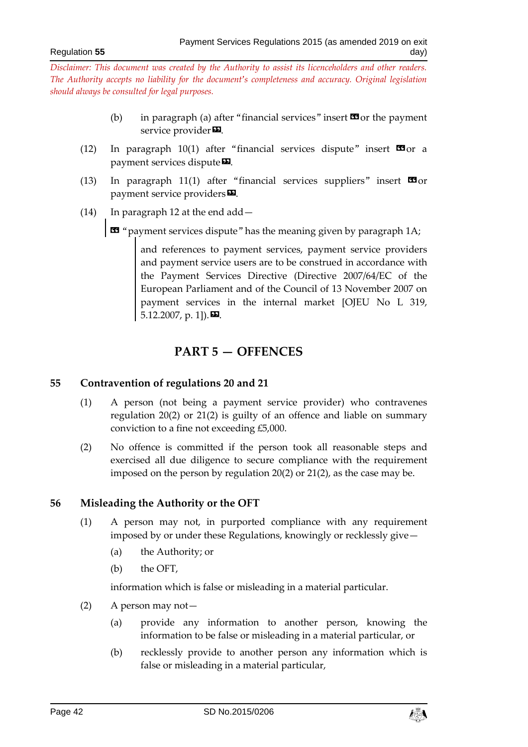*Disclaimer: This document was created by the Authority to assist its licenceholders and other readers. The Authority accepts no liability for the document's completeness and accuracy. Original legislation should always be consulted for legal purposes.*

(b) in paragraph (a) after "financial services" insert «or the payment service provider».

(12) In paragraph 10(1) after "financial services dispute" insert «or a payment services dispute».

(13) In paragraph 11(1) after "financial services suppliers" insert «or payment service providers».

(14) In paragraph 12 at the end add—

« "payment services dispute" has the meaning given by paragraph 1A;

and references to payment services, payment service providers and payment service users are to be construed in accordance with the Payment Services Directive (Directive 2007/64/EC of the European Parliament and of the Council of 13 November 2007 on payment services in the internal market [OJEU No L 319, 5.12.2007, p. 1]).».

## PART 5 — OFFENCES

### 55 Contravention of regulations 20 and 21

(1) A person (not being a payment service provider) who contravenes regulation 20(2) or 21(2) is guilty of an offence and liable on summary conviction to a fine not exceeding £5,000.

(2) No offence is committed if the person took all reasonable steps and exercised all due diligence to secure compliance with the requirement imposed on the person by regulation 20(2) or 21(2), as the case may be.

### 56 Misleading the Authority or the OFT

(1) A person may not, in purported compliance with any requirement imposed by or under these Regulations, knowingly or recklessly give—

(a) the Authority; or

(b) the OFT,

information which is false or misleading in a material particular.

(2) A person may not—

(a) provide any information to another person, knowing the information to be false or misleading in a material particular, or

(b) recklessly provide to another person any information which is false or misleading in a material particular,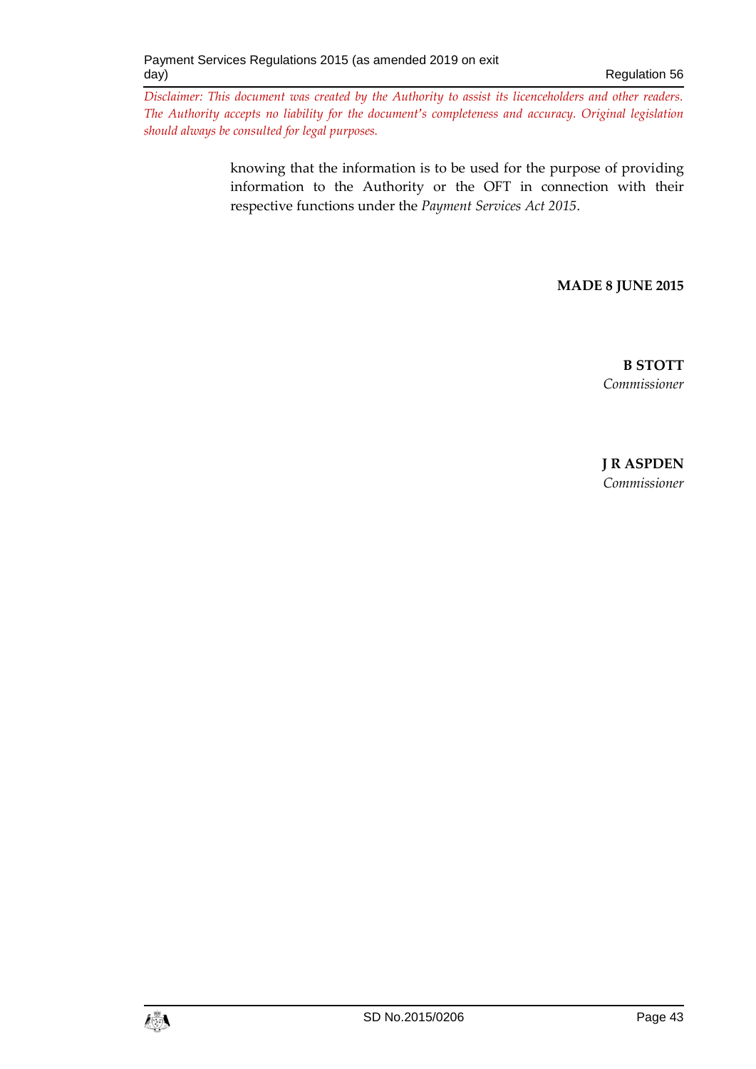*Disclaimer: This document was created by the Authority to assist its licenceholders and other readers. The Authority accepts no liability for the document's completeness and accuracy. Original legislation should always be consulted for legal purposes.*

knowing that the information is to be used for the purpose of providing information to the Authority or the OFT in connection with their respective functions under the *Payment Services Act 2015*.

**MADE 8 JUNE 2015**

**B STOTT**
*Commissioner*

**J R ASPDEN**
*Commissioner*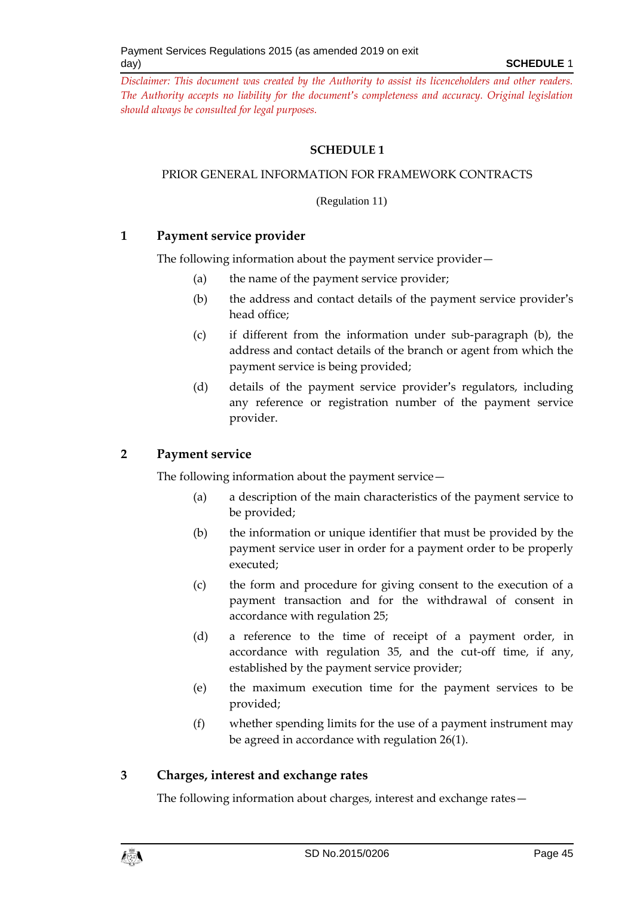*Disclaimer: This document was created by the Authority to assist its licenceholders and other readers. The Authority accepts no liability for the document's completeness and accuracy. Original legislation should always be consulted for legal purposes.*

# SCHEDULE 1

PRIOR GENERAL INFORMATION FOR FRAMEWORK CONTRACTS

(Regulation 11)

## 1 Payment service provider

The following information about the payment service provider—

(a) the name of the payment service provider;

(b) the address and contact details of the payment service provider's head office;

(c) if different from the information under sub-paragraph (b), the address and contact details of the branch or agent from which the payment service is being provided;

(d) details of the payment service provider's regulators, including any reference or registration number of the payment service provider.

## 2 Payment service

The following information about the payment service—

(a) a description of the main characteristics of the payment service to be provided;

(b) the information or unique identifier that must be provided by the payment service user in order for a payment order to be properly executed;

(c) the form and procedure for giving consent to the execution of a payment transaction and for the withdrawal of consent in accordance with regulation 25;

(d) a reference to the time of receipt of a payment order, in accordance with regulation 35, and the cut-off time, if any, established by the payment service provider;

(e) the maximum execution time for the payment services to be provided;

(f) whether spending limits for the use of a payment instrument may be agreed in accordance with regulation 26(1).

## 3 Charges, interest and exchange rates

The following information about charges, interest and exchange rates—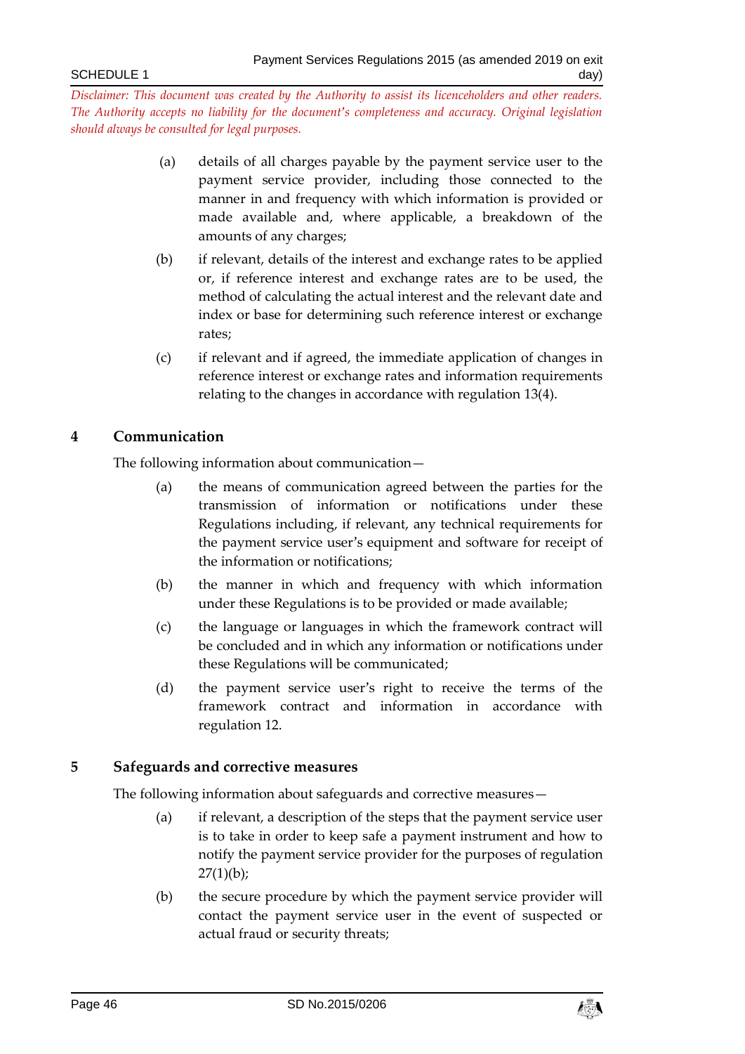*Disclaimer: This document was created by the Authority to assist its licenceholders and other readers. The Authority accepts no liability for the document's completeness and accuracy. Original legislation should always be consulted for legal purposes.*

(a) details of all charges payable by the payment service user to the payment service provider, including those connected to the manner in and frequency with which information is provided or made available and, where applicable, a breakdown of the amounts of any charges;

(b) if relevant, details of the interest and exchange rates to be applied or, if reference interest and exchange rates are to be used, the method of calculating the actual interest and the relevant date and index or base for determining such reference interest or exchange rates;

(c) if relevant and if agreed, the immediate application of changes in reference interest or exchange rates and information requirements relating to the changes in accordance with regulation 13(4).

## 4 Communication

The following information about communication—

(a) the means of communication agreed between the parties for the transmission of information or notifications under these Regulations including, if relevant, any technical requirements for the payment service user's equipment and software for receipt of the information or notifications;

(b) the manner in which and frequency with which information under these Regulations is to be provided or made available;

(c) the language or languages in which the framework contract will be concluded and in which any information or notifications under these Regulations will be communicated;

(d) the payment service user's right to receive the terms of the framework contract and information in accordance with regulation 12.

## 5 Safeguards and corrective measures

The following information about safeguards and corrective measures—

(a) if relevant, a description of the steps that the payment service user is to take in order to keep safe a payment instrument and how to notify the payment service provider for the purposes of regulation 27(1)(b);

(b) the secure procedure by which the payment service provider will contact the payment service user in the event of suspected or actual fraud or security threats;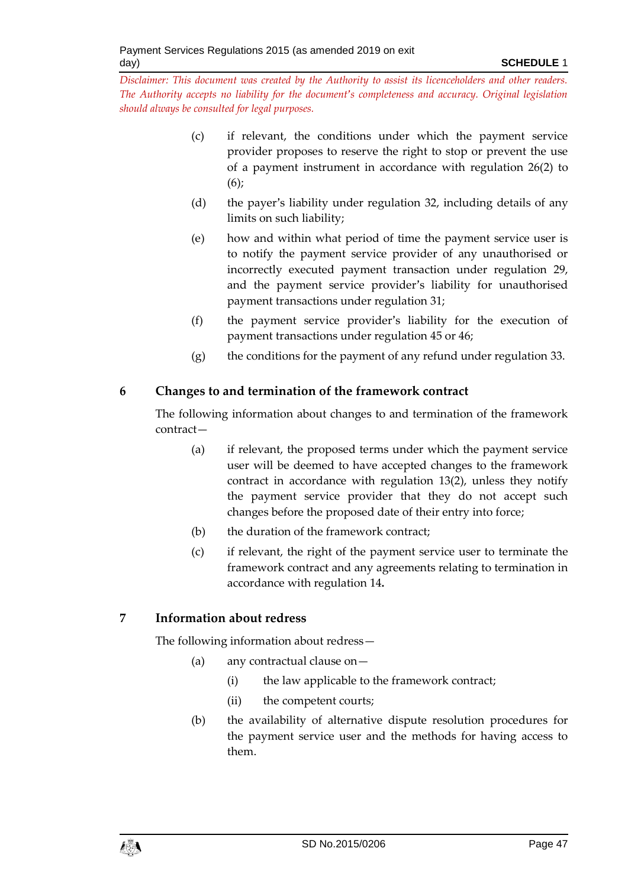(c) if relevant, the conditions under which the payment service provider proposes to reserve the right to stop or prevent the use of a payment instrument in accordance with regulation 26(2) to (6);

(d) the payer's liability under regulation 32, including details of any limits on such liability;

(e) how and within what period of time the payment service user is to notify the payment service provider of any unauthorised or incorrectly executed payment transaction under regulation 29, and the payment service provider's liability for unauthorised payment transactions under regulation 31;

(f) the payment service provider's liability for the execution of payment transactions under regulation 45 or 46;

(g) the conditions for the payment of any refund under regulation 33.

## 6 Changes to and termination of the framework contract

The following information about changes to and termination of the framework contract—

(a) if relevant, the proposed terms under which the payment service user will be deemed to have accepted changes to the framework contract in accordance with regulation 13(2), unless they notify the payment service provider that they do not accept such changes before the proposed date of their entry into force;

(b) the duration of the framework contract;

(c) if relevant, the right of the payment service user to terminate the framework contract and any agreements relating to termination in accordance with regulation 14**.**

## 7 Information about redress

The following information about redress—

(a) any contractual clause on—

 (i) the law applicable to the framework contract;

 (ii) the competent courts;

(b) the availability of alternative dispute resolution procedures for the payment service user and the methods for having access to them.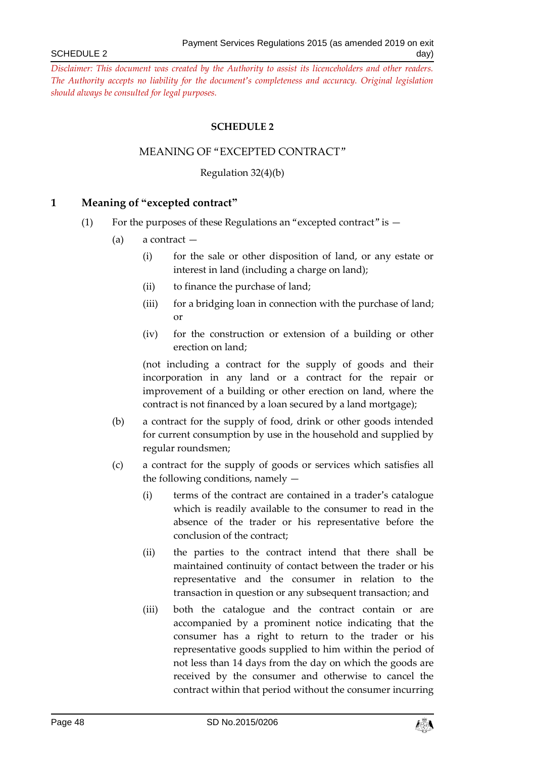*Disclaimer: This document was created by the Authority to assist its licenceholders and other readers. The Authority accepts no liability for the document's completeness and accuracy. Original legislation should always be consulted for legal purposes.*

**SCHEDULE 2**

MEANING OF "EXCEPTED CONTRACT"

Regulation 32(4)(b)

## 1 Meaning of "excepted contract"

(1) For the purposes of these Regulations an "excepted contract" is —

(a) a contract —

(i) for the sale or other disposition of land, or any estate or interest in land (including a charge on land);

(ii) to finance the purchase of land;

(iii) for a bridging loan in connection with the purchase of land; or

(iv) for the construction or extension of a building or other erection on land;

(not including a contract for the supply of goods and their incorporation in any land or a contract for the repair or improvement of a building or other erection on land, where the contract is not financed by a loan secured by a land mortgage);

(b) a contract for the supply of food, drink or other goods intended for current consumption by use in the household and supplied by regular roundsmen;

(c) a contract for the supply of goods or services which satisfies all the following conditions, namely —

(i) terms of the contract are contained in a trader's catalogue which is readily available to the consumer to read in the absence of the trader or his representative before the conclusion of the contract;

(ii) the parties to the contract intend that there shall be maintained continuity of contact between the trader or his representative and the consumer in relation to the transaction in question or any subsequent transaction; and

(iii) both the catalogue and the contract contain or are accompanied by a prominent notice indicating that the consumer has a right to return to the trader or his representative goods supplied to him within the period of not less than 14 days from the day on which the goods are received by the consumer and otherwise to cancel the contract within that period without the consumer incurring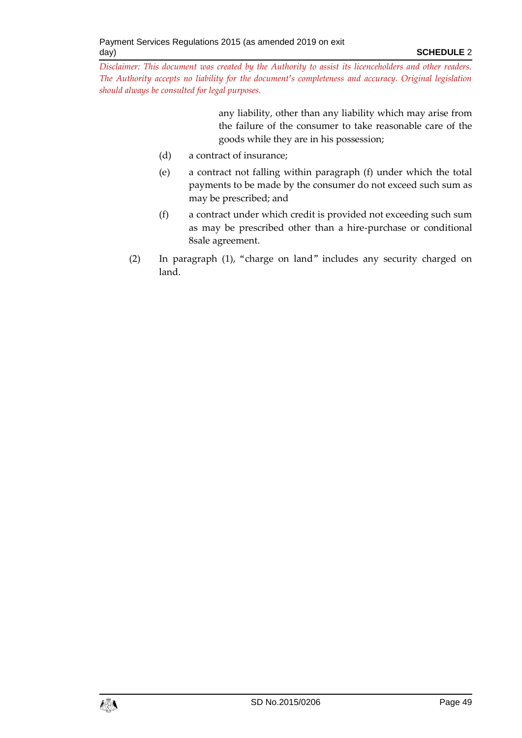any liability, other than any liability which may arise from the failure of the consumer to take reasonable care of the goods while they are in his possession;

(d) a contract of insurance;

(e) a contract not falling within paragraph (f) under which the total payments to be made by the consumer do not exceed such sum as may be prescribed; and

(f) a contract under which credit is provided not exceeding such sum as may be prescribed other than a hire-purchase or conditional 8sale agreement.

(2) In paragraph (1), "charge on land" includes any security charged on land.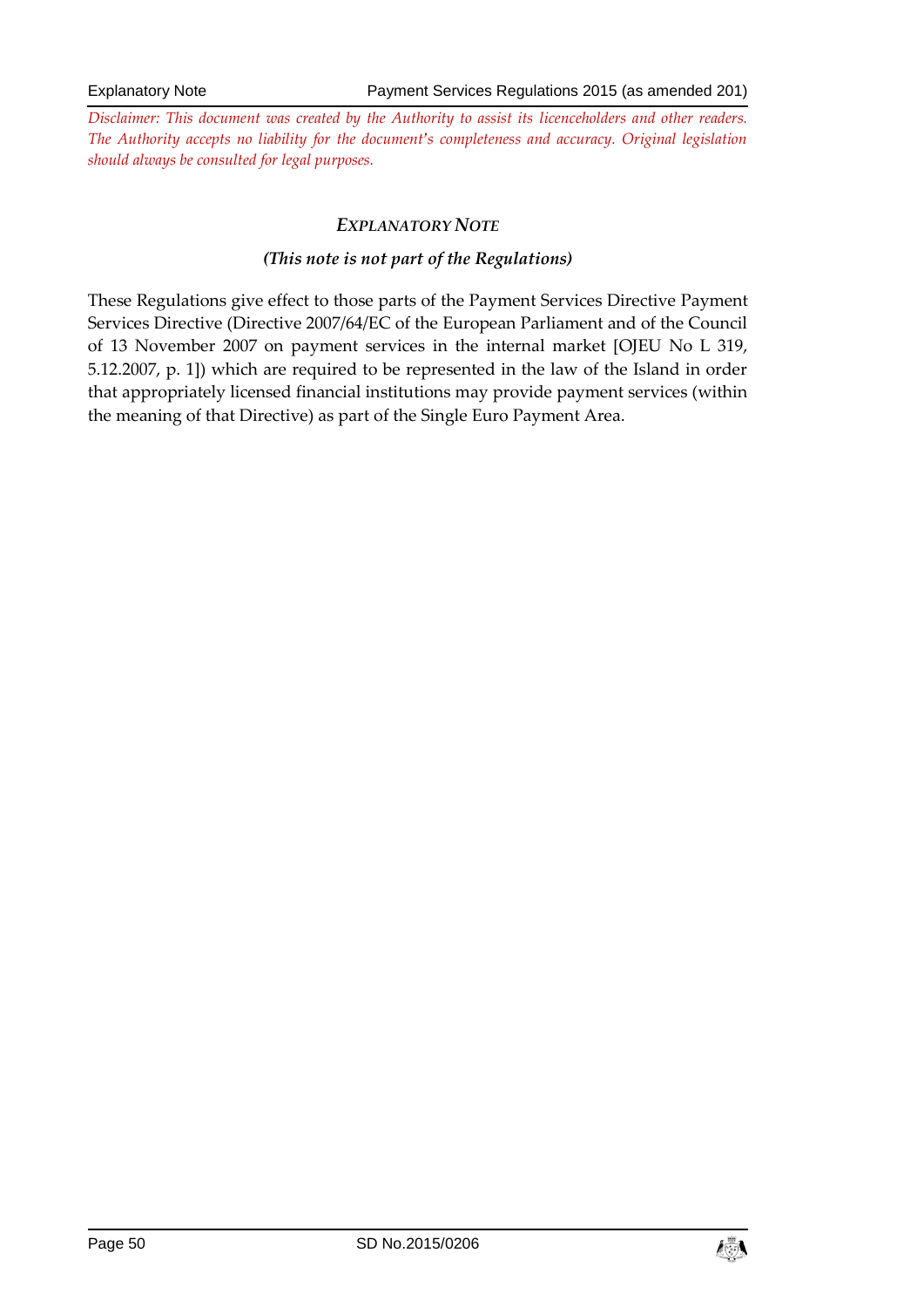*Disclaimer: This document was created by the Authority to assist its licenceholders and other readers. The Authority accepts no liability for the document's completeness and accuracy. Original legislation should always be consulted for legal purposes.*

## *EXPLANATORY NOTE*

***(This note is not part of the Regulations)***

These Regulations give effect to those parts of the Payment Services Directive Payment Services Directive (Directive 2007/64/EC of the European Parliament and of the Council of 13 November 2007 on payment services in the internal market [OJEU No L 319, 5.12.2007, p. 1]) which are required to be represented in the law of the Island in order that appropriately licensed financial institutions may provide payment services (within the meaning of that Directive) as part of the Single Euro Payment Area.